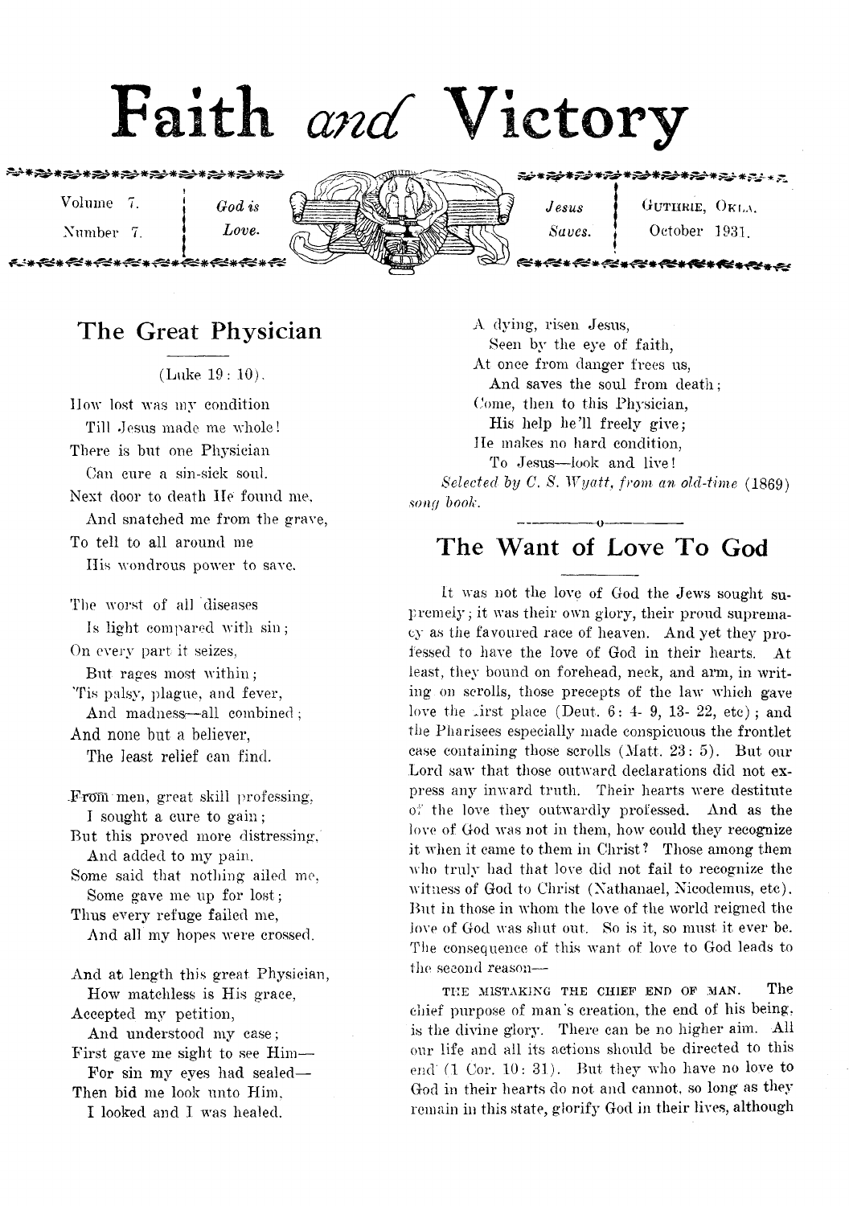# Faith and Victory

Volume 7. Number 7. | God is Love. | Jesus Saves. | GUTHRIE, OKLA. October 1931.

## The Great Physician

(Luke 19: 10).

How lost was my condition
Till Jesus made me whole!
There is but one Physician
Can cure a sin-sick soul.
Next door to death He found me,
And snatched me from the grave,
To tell to all around me
His wondrous power to save.

The worst of all diseases
Is light compared with sin;
On every part it seizes,
But rages most within;
'Tis palsy, plague, and fever,
And madness—all combined;
And none but a believer,
The least relief can find.

From men, great skill professing,
I sought a cure to gain;
But this proved more distressing,
And added to my pain.
Some said that nothing ailed me,
Some gave me up for lost;
Thus every refuge failed me,
And all my hopes were crossed.

And at length this great Physician,
How matchless is His grace,
Accepted my petition,
And understood my case;
First gave me sight to see Him—
For sin my eyes had sealed—
Then bid me look unto Him,
I looked and I was healed.

A dying, risen Jesus,
Seen by the eye of faith,
At once from danger frees us,
And saves the soul from death;
Come, then to this Physician,
His help he'll freely give;
He makes no hard condition,
To Jesus—look and live!

*Selected by C. S. Wyatt, from an old-time (1869) song book.*

## The Want of Love To God

It was not the love of God the Jews sought supremely; it was their own glory, their proud supremacy as the favoured race of heaven. And yet they professed to have the love of God in their hearts. At least, they bound on forehead, neck, and arm, in writing on scrolls, those precepts of the law which gave love the first place (Deut. 6: 4- 9, 13- 22, etc); and the Pharisees especially made conspicuous the frontlet case containing those scrolls (Matt. 23: 5). But our Lord saw that those outward declarations did not express any inward truth. Their hearts were destitute of the love they outwardly professed. And as the love of God was not in them, how could they recognize it when it came to them in Christ? Those among them who truly had that love did not fail to recognize the witness of God to Christ (Nathanael, Nicodemus, etc). But in those in whom the love of the world reigned the love of God was shut out. So is it, so must it ever be. The consequence of this want of love to God leads to the second reason—

THE MISTAKING THE CHIEF END OF MAN. The chief purpose of man's creation, the end of his being, is the divine glory. There can be no higher aim. All our life and all its actions should be directed to this end (1 Cor. 10: 31). But they who have no love to God in their hearts do not and cannot, so long as they remain in this state, glorify God in their lives, although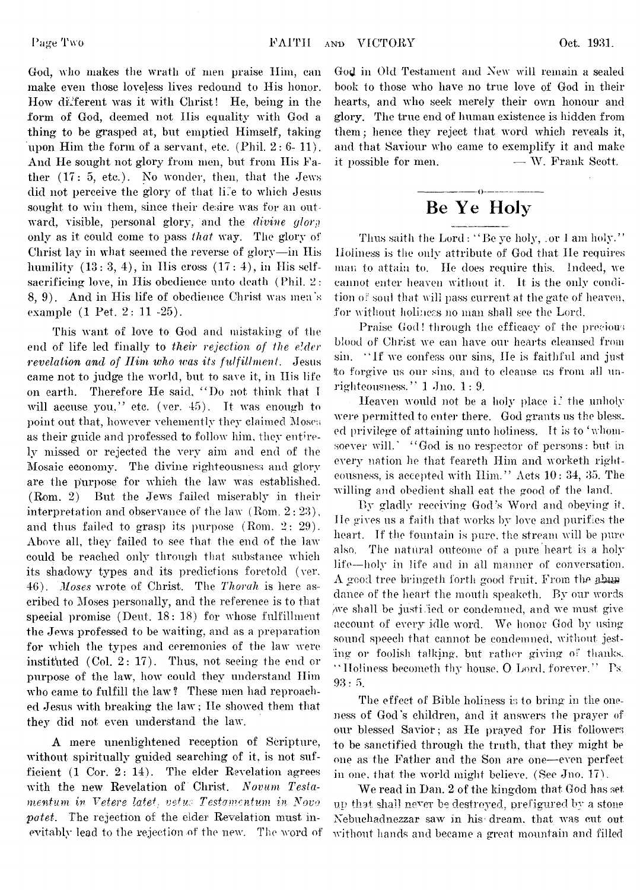God, who makes the wrath of men praise Him, can make even those loveless lives redound to His honor. How different was it with Christ! He, being in the form of God, deemed not His equality with God a thing to be grasped at, but emptied Himself, taking upon Him the form of a servant, etc. (Phil. 2: 6- 11). And He sought not glory from men, but from His Father (17: 5, etc.). No wonder, then, that the Jews did not perceive the glory of that life to which Jesus sought to win them, since their desire was for an outward, visible, personal glory, and the *divine glory* only as it could come to pass *that* way. The glory of Christ lay in what seemed the reverse of glory—in His humility (13: 3, 4), in His cross (17: 4), in His self-sacrificing love, in His obedience unto death (Phil. 2: 8, 9). And in His life of obedience Christ was men's example (1 Pet. 2: 11 -25).

This want of love to God and mistaking of the end of life led finally to *their rejection of the elder revelation and of Him who was its fulfillment.* Jesus came not to judge the world, but to save it, in His life on earth. Therefore He said, "Do not think that I will accuse you," etc. (ver. 45). It was enough to point out that, however vehemently they claimed Moses as their guide and professed to follow him, they entirely missed or rejected the very aim and end of the Mosaic economy. The divine righteousness and glory are the purpose for which the law was established. (Rom. 2) But the Jews failed miserably in their interpretation and observance of the law (Rom. 2: 23), and thus failed to grasp its purpose (Rom. 2: 29). Above all, they failed to see that the end of the law could be reached only through that substance which its shadowy types and its predictions foretold (ver. 46). *Moses* wrote of Christ. The *Thorah* is here ascribed to Moses personally, and the reference is to that special promise (Deut. 18: 18) for whose fulfillment the Jews professed to be waiting, and as a preparation for which the types and ceremonies of the law were instituted (Col. 2: 17). Thus, not seeing the end or purpose of the law, how could they understand Him who came to fulfill the law? These men had reproached Jesus with breaking the law; He showed them that they did not even understand the law.

A mere unenlightened reception of Scripture, without spiritually guided searching of it, is not sufficient (1 Cor. 2: 14). The elder Revelation agrees with the new Revelation of Christ. *Novum Testamentum in Vetere latet, vetus Testamentum in Novo patet.* The rejection of the elder Revelation must inevitably lead to the rejection of the new. The word of God in Old Testament and New will remain a sealed book to those who have no true love of God in their hearts, and who seek merely their own honour and glory. The true end of human existence is hidden from them; hence they reject that word which reveals it, and that Saviour who came to exemplify it and make it possible for men. — W. Frank Scott.

## Be Ye Holy

Thus saith the Lord: "Be ye holy, for I am holy." Holiness is the only attribute of God that He requires man to attain to. He does require this. Indeed, we cannot enter heaven without it. It is the only condition of soul that will pass current at the gate of heaven, for without holiness no man shall see the Lord.

Praise God! through the efficacy of the precious blood of Christ we can have our hearts cleansed from sin. "If we confess our sins, He is faithful and just to forgive us our sins, and to cleanse us from all unrighteousness." 1 Jno. 1: 9.

Heaven would not be a holy place if the unholy were permitted to enter there. God grants us the blessed privilege of attaining unto holiness. It is to 'whomsoever will.' "God is no respecter of persons: but in every nation he that feareth Him and worketh righteousness, is accepted with Him." Acts 10: 34, 35. The willing and obedient shall eat the good of the land.

By gladly receiving God's Word and obeying it, He gives us a faith that works by love and purifies the heart. If the fountain is pure, the stream will be pure also. The natural outcome of a pure heart is a holy life—holy in life and in all manner of conversation. A good tree bringeth forth good fruit. From the abundance of the heart the mouth speaketh. By our words we shall be justified or condemned, and we must give account of every idle word. We honor God by using sound speech that cannot be condemned, without jesting or foolish talking, but rather giving of thanks. "Holiness becometh thy house, O Lord, forever." Ps. 93: 5.

The effect of Bible holiness is to bring in the oneness of God's children, and it answers the prayer of our blessed Savior; as He prayed for His followers to be sanctified through the truth, that they might be one as the Father and the Son are one—even perfect in one, that the world might believe. (See Jno. 17).

We read in Dan. 2 of the kingdom that God has set up that shall never be destroyed, prefigured by a stone Nebuchadnezzar saw in his dream, that was cut out without hands and became a great mountain and filled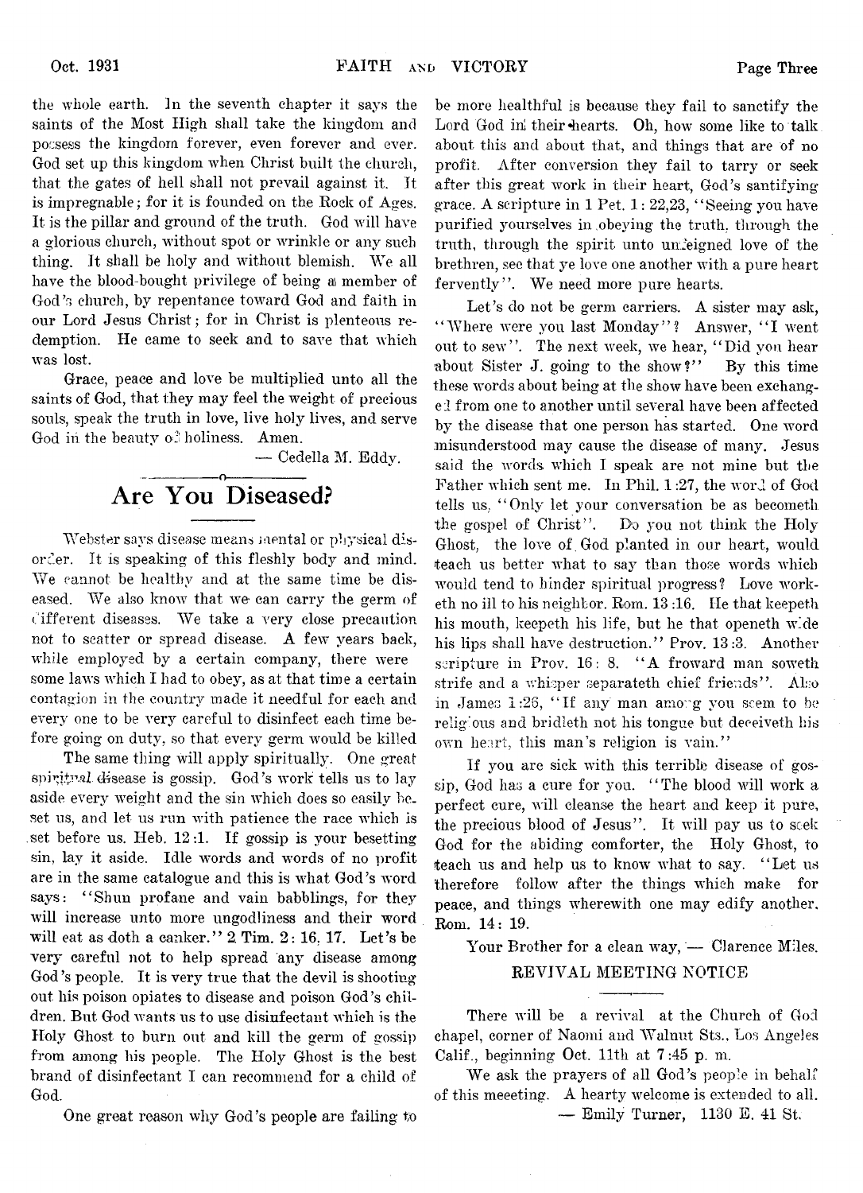the whole earth. In the seventh chapter it says the saints of the Most High shall take the kingdom and possess the kingdom forever, even forever and ever. God set up this kingdom when Christ built the church, that the gates of hell shall not prevail against it. It is impregnable; for it is founded on the Rock of Ages. It is the pillar and ground of the truth. God will have a glorious church, without spot or wrinkle or any such thing. It shall be holy and without blemish. We all have the blood-bought privilege of being a member of God's church, by repentance toward God and faith in our Lord Jesus Christ; for in Christ is plenteous redemption. He came to seek and to save that which was lost.

Grace, peace and love be multiplied unto all the saints of God, that they may feel the weight of precious souls, speak the truth in love, live holy lives, and serve God in the beauty of holiness. Amen.

— Cedella M. Eddy.

## Are You Diseased?

Webster says disease means mental or physical disorder. It is speaking of this fleshly body and mind. We cannot be healthy and at the same time be diseased. We also know that we can carry the germ of different diseases. We take a very close precaution not to scatter or spread disease. A few years back, while employed by a certain company, there were some laws which I had to obey, as at that time a certain contagion in the country made it needful for each and every one to be very careful to disinfect each time before going on duty, so that every germ would be killed

The same thing will apply spiritually. One great spiritual disease is gossip. God's work tells us to lay aside every weight and the sin which does so easily beset us, and let us run with patience the race which is set before us. Heb. 12:1. If gossip is your besetting sin, lay it aside. Idle words and words of no profit are in the same catalogue and this is what God's word says: "Shun profane and vain babblings, for they will increase unto more ungodliness and their word will eat as doth a canker." 2 Tim. 2: 16, 17. Let's be very careful not to help spread any disease among God's people. It is very true that the devil is shooting out his poison opiates to disease and poison God's children. But God wants us to use disinfectant which is the Holy Ghost to burn out and kill the germ of gossip from among his people. The Holy Ghost is the best brand of disinfectant I can recommend for a child of God.

One great reason why God's people are failing to be more healthful is because they fail to sanctify the Lord God in their hearts. Oh, how some like to talk about this and about that, and things that are of no profit. After conversion they fail to tarry or seek after this great work in their heart, God's santifying grace. A scripture in 1 Pet. 1: 22,23, "Seeing you have purified yourselves in obeying the truth, through the truth, through the spirit unto unfeigned love of the brethren, see that ye love one another with a pure heart fervently". We need more pure hearts.

Let's do not be germ carriers. A sister may ask, "Where were you last Monday"? Answer, "I went out to sew". The next week, we hear, "Did you hear about Sister J. going to the show?" By this time these words about being at the show have been exchanged from one to another until several have been affected by the disease that one person has started. One word misunderstood may cause the disease of many. Jesus said the words which I speak are not mine but the Father which sent me. In Phil. 1:27, the word of God tells us, "Only let your conversation be as becometh the gospel of Christ". Do you not think the Holy Ghost, the love of God planted in our heart, would teach us better what to say than those words which would tend to hinder spiritual progress? Love worketh no ill to his neighbor. Rom. 13:16. He that keepeth his mouth, keepeth his life, but he that openeth wide his lips shall have destruction." Prov. 13:3. Another scripture in Prov. 16: 8. "A froward man soweth strife and a whisper separateth chief friends". Also in James 1:26, "If any man among you seem to be religious and bridleth not his tongue but deceiveth his own heart, this man's religion is vain."

If you are sick with this terrible disease of gossip, God has a cure for you. "The blood will work a perfect cure, will cleanse the heart and keep it pure, the precious blood of Jesus". It will pay us to seek God for the abiding comforter, the Holy Ghost, to teach us and help us to know what to say. "Let us therefore follow after the things which make for peace, and things wherewith one may edify another. Rom. 14: 19.

Your Brother for a clean way, — Clarence Miles.

### REVIVAL MEETING NOTICE

There will be a revival at the Church of God chapel, corner of Naomi and Walnut Sts., Los Angeles Calif., beginning Oct. 11th at 7:45 p. m.

We ask the prayers of all God's people in behalf of this meeeting. A hearty welcome is extended to all.

— Emily Turner, 1130 E. 41 St.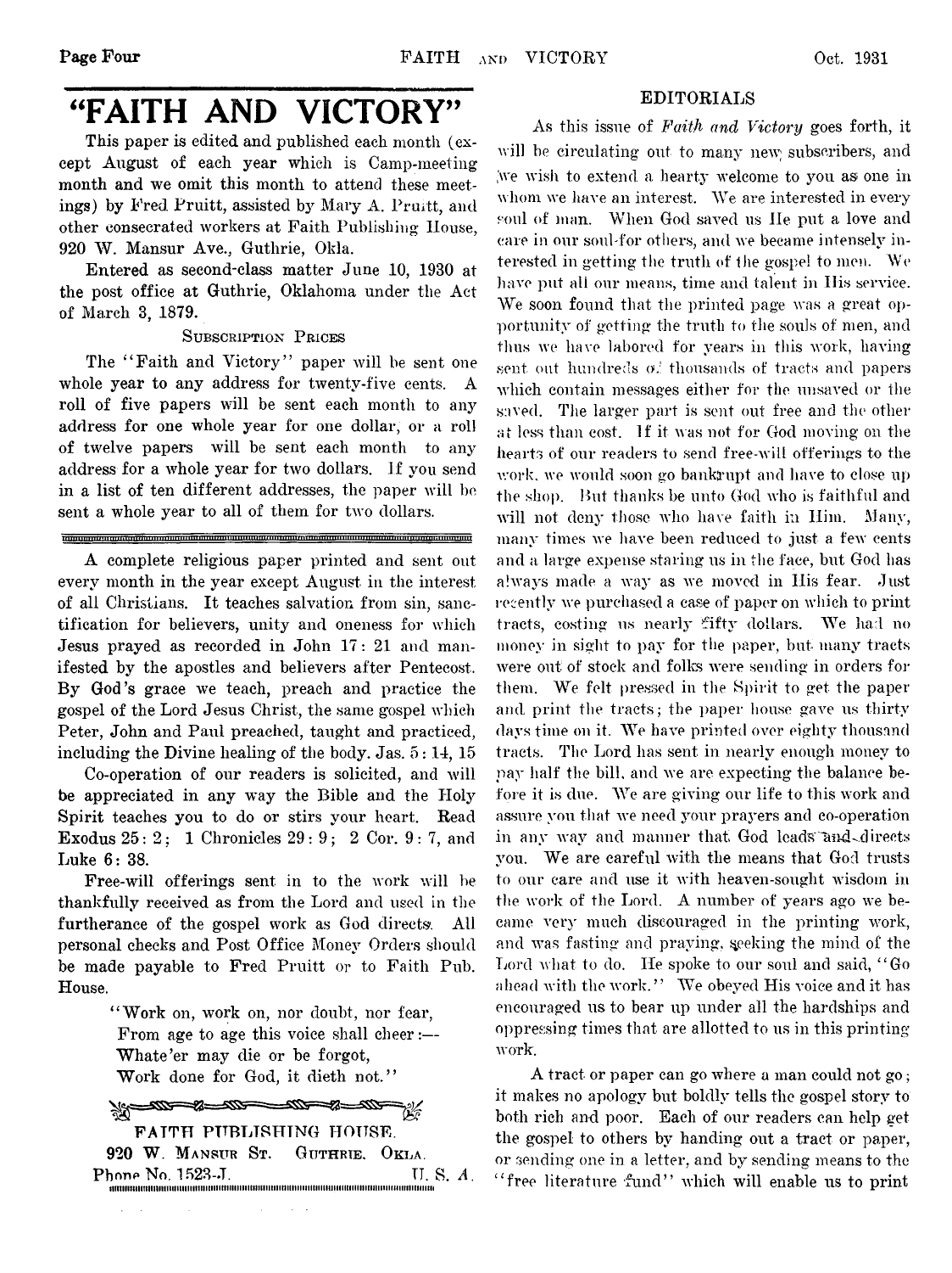# "FAITH AND VICTORY"

This paper is edited and published each month (except August of each year which is Camp-meeting month and we omit this month to attend these meetings) by Fred Pruitt, assisted by Mary A. Pruitt, and other consecrated workers at Faith Publishing House, 920 W. Mansur Ave., Guthrie, Okla.

Entered as second-class matter June 10, 1930 at the post office at Guthrie, Oklahoma under the Act of March 3, 1879.

SUBSCRIPTION PRICES

The "Faith and Victory" paper will be sent one whole year to any address for twenty-five cents. A roll of five papers will be sent each month to any address for one whole year for one dollar, or a roll of twelve papers will be sent each month to any address for a whole year for two dollars. If you send in a list of ten different addresses, the paper will be sent a whole year to all of them for two dollars.

A complete religious paper printed and sent out every month in the year except August in the interest of all Christians. It teaches salvation from sin, sanctification for believers, unity and oneness for which Jesus prayed as recorded in John 17: 21 and manifested by the apostles and believers after Pentecost. By God's grace we teach, preach and practice the gospel of the Lord Jesus Christ, the same gospel which Peter, John and Paul preached, taught and practiced, including the Divine healing of the body. Jas. 5: 14, 15

Co-operation of our readers is solicited, and will be appreciated in any way the Bible and the Holy Spirit teaches you to do or stirs your heart. Read Exodus 25: 2; 1 Chronicles 29: 9; 2 Cor. 9: 7, and Luke 6: 38.

Free-will offerings sent in to the work will be thankfully received as from the Lord and used in the furtherance of the gospel work as God directs. All personal checks and Post Office Money Orders should be made payable to Fred Pruitt or to Faith Pub. House.

> "Work on, work on, nor doubt, nor fear,
> From age to age this voice shall cheer:—
> Whate'er may die or be forgot,
> Work done for God, it dieth not."

FAITH PUBLISHING HOUSE.
920 W. MANSUR ST. GUTHRIE, OKLA.
Phone No. 1523-J. U. S. A.

## EDITORIALS

As this issue of *Faith and Victory* goes forth, it will be circulating out to many new subscribers, and we wish to extend a hearty welcome to you as one in whom we have an interest. We are interested in every soul of man. When God saved us He put a love and care in our soul for others, and we became intensely interested in getting the truth of the gospel to men. We have put all our means, time and talent in His service. We soon found that the printed page was a great opportunity of getting the truth to the souls of men, and thus we have labored for years in this work, having sent out hundreds of thousands of tracts and papers which contain messages either for the unsaved or the saved. The larger part is sent out free and the other at less than cost. If it was not for God moving on the hearts of our readers to send free-will offerings to the work, we would soon go bankrupt and have to close up the shop. But thanks be unto God who is faithful and will not deny those who have faith in Him. Many, many times we have been reduced to just a few cents and a large expense staring us in the face, but God has always made a way as we moved in His fear. Just recently we purchased a case of paper on which to print tracts, costing us nearly fifty dollars. We had no money in sight to pay for the paper, but many tracts were out of stock and folks were sending in orders for them. We felt pressed in the Spirit to get the paper and print the tracts; the paper house gave us thirty days time on it. We have printed over eighty thousand tracts. The Lord has sent in nearly enough money to pay half the bill, and we are expecting the balance before it is due. We are giving our life to this work and assure you that we need your prayers and co-operation in any way and manner that God leads and directs you. We are careful with the means that God trusts to our care and use it with heaven-sought wisdom in the work of the Lord. A number of years ago we became very much discouraged in the printing work, and was fasting and praying, seeking the mind of the Lord what to do. He spoke to our soul and said, "Go ahead with the work." We obeyed His voice and it has encouraged us to bear up under all the hardships and oppressing times that are allotted to us in this printing work.

A tract or paper can go where a man could not go; it makes no apology but boldly tells the gospel story to both rich and poor. Each of our readers can help get the gospel to others by handing out a tract or paper, or sending one in a letter, and by sending means to the "free literature fund" which will enable us to print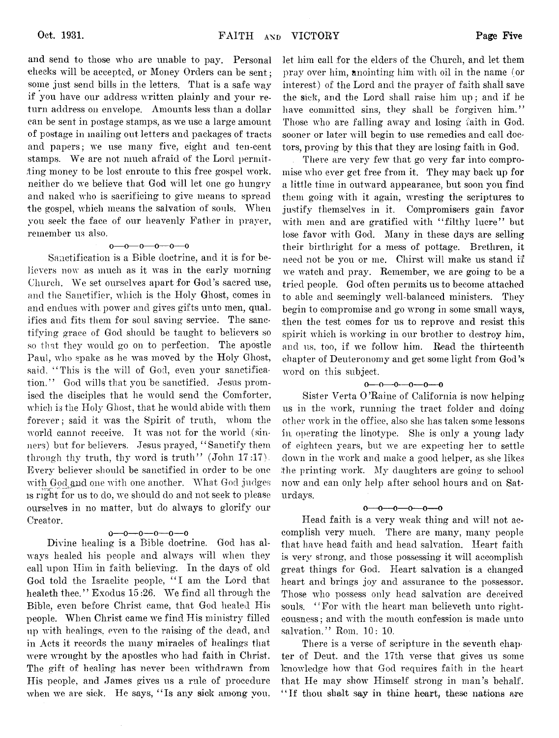and send to those who are unable to pay. Personal checks will be accepted, or Money Orders can be sent; some just send bills in the letters. That is a safe way if you have our address written plainly and your return address on envelope. Amounts less than a dollar can be sent in postage stamps, as we use a large amount of postage in mailing out letters and packages of tracts and papers; we use many five, eight and ten-cent stamps. We are not much afraid of the Lord permitting money to be lost enroute to this free gospel work. neither do we believe that God will let one go hungry and naked who is sacrificing to give means to spread the gospel, which means the salvation of souls. When you seek the face of our heavenly Father in prayer, remember us also.

o—o—o—o—o—o

Sanctification is a Bible doctrine, and it is for believers now as much as it was in the early morning Church. We set ourselves apart for God's sacred use, and the Sanctifier, which is the Holy Ghost, comes in and endues with power and gives gifts unto men, qualifies and fits them for soul saving service. The sanctifying grace of God should be taught to believers so so that they would go on to perfection. The apostle Paul, who spake as he was moved by the Holy Ghost, said, "This is the will of God, even your sanctification." God wills that you be sanctified. Jesus promised the disciples that he would send the Comforter, which is the Holy Ghost, that he would abide with them forever; said it was the Spirit of truth, whom the world cannot receive. It was not for the world (sinners) but for believers. Jesus prayed, "Sanctify them through thy truth, thy word is truth" (John 17:17). Every believer should be sanctified in order to be one with God and one with one another. What God judges is right for us to do, we should do and not seek to please ourselves in no matter, but do always to glorify our Creator.

o—o—o—o—o—o

Divine healing is a Bible doctrine. God has always healed his people and always will when they call upon Him in faith believing. In the days of old God told the Israelite people, "I am the Lord that healeth thee." Exodus 15:26. We find all through the Bible, even before Christ came, that God healed His people. When Christ came we find His ministry filled up with healings, even to the raising of the dead, and in Acts it records the many miracles of healings that were wrought by the apostles who had faith in Christ. The gift of healing has never been withdrawn from His people, and James gives us a rule of procedure when we are sick. He says, "Is any sick among you, let him call for the elders of the Church, and let them pray over him, anointing him with oil in the name (or interest) of the Lord and the prayer of faith shall save the sick, and the Lord shall raise him up; and if he have committed sins, they shall be forgiven him." Those who are falling away and losing faith in God, sooner or later will begin to use remedies and call doctors, proving by this that they are losing faith in God.

There are very few that go very far into compromise who ever get free from it. They may back up for a little time in outward appearance, but soon you find them going with it again, wresting the scriptures to justify themselves in it. Compromisers gain favor with men and are gratified with "filthy lucre" but lose favor with God. Many in these days are selling their birthright for a mess of pottage. Brethren, it need not be you or me. Chirst will make us stand if we watch and pray. Remember, we are going to be a tried people. God often permits us to become attached to able and seemingly well-balanced ministers. They begin to compromise and go wrong in some small ways, then the test comes for us to reprove and resist this spirit which is working in our brother to destroy him, and us, too, if we follow him. Read the thirteenth chapter of Deuteronomy and get some light from God's word on this subject.

o—o—o—o—o—o

Sister Verta O'Raine of California is now helping us in the work, running the tract folder and doing other work in the office, also she has taken some lessons in operating the linotype. She is only a young lady of eighteen years, but we are expecting her to settle down in the work and make a good helper, as she likes the printing work. My daughters are going to school now and can only help after school hours and on Saturdays.

o—o—o—o—o—o

Head faith is a very weak thing and will not accomplish very much. There are many, many people that have head faith and head salvation. Heart faith is very strong, and those possessing it will accomplish great things for God. Heart salvation is a changed heart and brings joy and assurance to the possessor. Those who possess only head salvation are deceived souls. "For with the heart man believeth unto righteousness; and with the mouth confession is made unto salvation." Rom. 10: 10.

There is a verse of scripture in the seventh chapter of Deut. and the 17th verse that gives us some knowledge how that God requires faith in the heart that He may show Himself strong in man's behalf. "If thou shalt say in thine heart, these nations are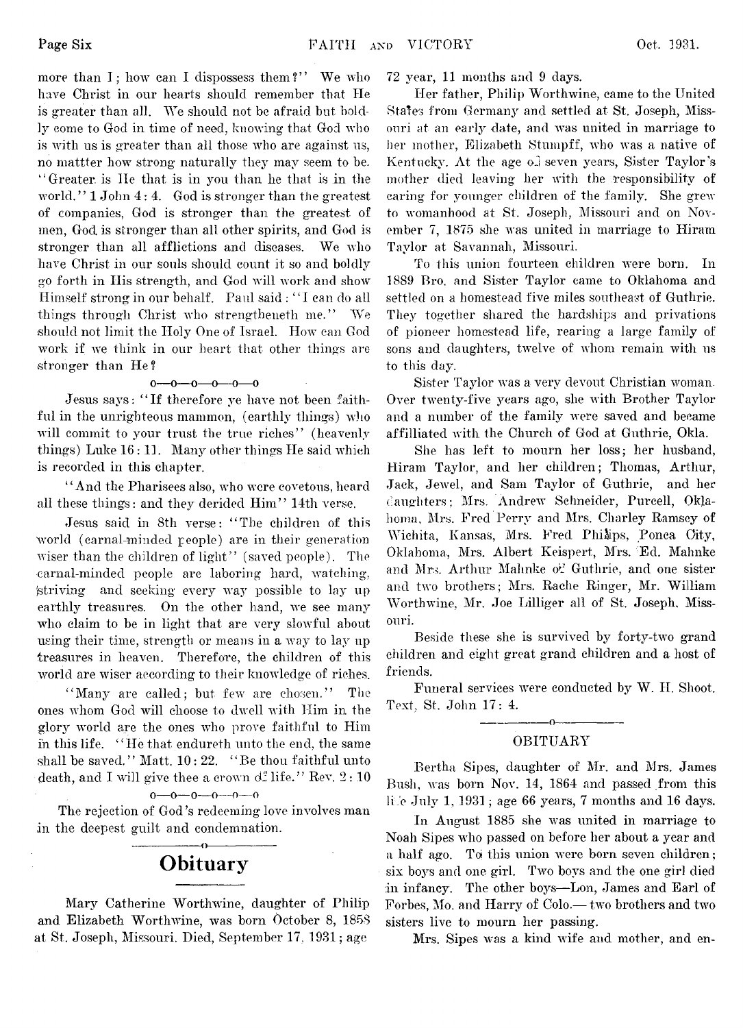more than I; how can I dispossess them?" We who have Christ in our hearts should remember that He is greater than all. We should not be afraid but boldly come to God in time of need, knowing that God who is with us is greater than all those who are against us, no mattter how strong naturally they may seem to be. "Greater is He that is in you than he that is in the world." 1 John 4: 4. God is stronger than the greatest of companies, God is stronger than the greatest of men, God is stronger than all other spirits, and God is stronger than all afflictions and diseases. We who have Christ in our souls should count it so and boldly go forth in His strength, and God will work and show Himself strong in our behalf. Paul said: "I can do all things through Christ who strengtheneth me." We should not limit the Holy One of Israel. How can God work if we think in our heart that other things are stronger than He?

o—o—o—o—o—o

Jesus says: "If therefore ye have not been faithful in the unrighteous mammon, (earthly things) who will commit to your trust the true riches" (heavenly things) Luke 16: 11. Many other things He said which is recorded in this chapter.

"And the Pharisees also, who were covetous, heard all these things: and they derided Him" 14th verse.

Jesus said in 8th verse: "The children of this world (carnal-minded people) are in their generation wiser than the children of light" (saved people). The carnal-minded people are laboring hard, watching, striving and seeking every way possible to lay up earthly treasures. On the other hand, we see many who claim to be in light that are very slowful about using their time, strength or means in a way to lay up treasures in heaven. Therefore, the children of this world are wiser according to their knowledge of riches.

"Many are called; but few are chosen." The ones whom God will choose to dwell with Him in the glory world are the ones who prove faithful to Him in this life. "He that endureth unto the end, the same shall be saved." Matt. 10: 22. "Be thou faithful unto death, and I will give thee a crown of life." Rev. 2: 10

o—o—o—o—o—o

The rejection of God's redeeming love involves man in the deepest guilt and condemnation.

## Obituary

Mary Catherine Worthwine, daughter of Philip and Elizabeth Worthwine, was born October 8, 1858 at St. Joseph, Missouri. Died, September 17, 1931; age 72 year, 11 months and 9 days.

Her father, Philip Worthwine, came to the United States from Germany and settled at St. Joseph, Missouri at an early date, and was united in marriage to her mother, Elizabeth Stumpff, who was a native of Kentucky. At the age of seven years, Sister Taylor's mother died leaving her with the responsibility of caring for younger children of the family. She grew to womanhood at St. Joseph, Missouri and on November 7, 1875 she was united in marriage to Hiram Taylor at Savannah, Missouri.

To this union fourteen children were born. In 1889 Bro. and Sister Taylor came to Oklahoma and settled on a homestead five miles southeast of Guthrie. They together shared the hardships and privations of pioneer homestead life, rearing a large family of sons and daughters, twelve of whom remain with us to this day.

Sister Taylor was a very devout Christian woman. Over twenty-five years ago, she with Brother Taylor and a number of the family were saved and became affilliated with the Church of God at Guthrie, Okla.

She has left to mourn her loss; her husband, Hiram Taylor, and her children; Thomas, Arthur, Jack, Jewel, and Sam Taylor of Guthrie, and her daughters; Mrs. Andrew Schneider, Purcell, Oklahoma, Mrs. Fred Perry and Mrs. Charley Ramsey of Wichita, Kansas, Mrs. Fred Philips, Ponca City, Oklahoma, Mrs. Albert Keispert, Mrs. Ed. Mahnke and Mrs. Arthur Mahnke of Guthrie, and one sister and two brothers; Mrs. Rache Ringer, Mr. William Worthwine, Mr. Joe Lilliger all of St. Joseph, Missouri.

Beside these she is survived by forty-two grand children and eight great grand children and a host of friends.

Funeral services were conducted by W. H. Shoot. Text, St. John 17: 4.

### OBITUARY

Bertha Sipes, daughter of Mr. and Mrs. James Bush, was born Nov. 14, 1864 and passed from this life July 1, 1931; age 66 years, 7 months and 16 days.

In August 1885 she was united in marriage to Noah Sipes who passed on before her about a year and a half ago. To this union were born seven children; six boys and one girl. Two boys and the one girl died in infancy. The other boys—Lon, James and Earl of Forbes, Mo. and Harry of Colo.— two brothers and two sisters live to mourn her passing.

Mrs. Sipes was a kind wife and mother, and en-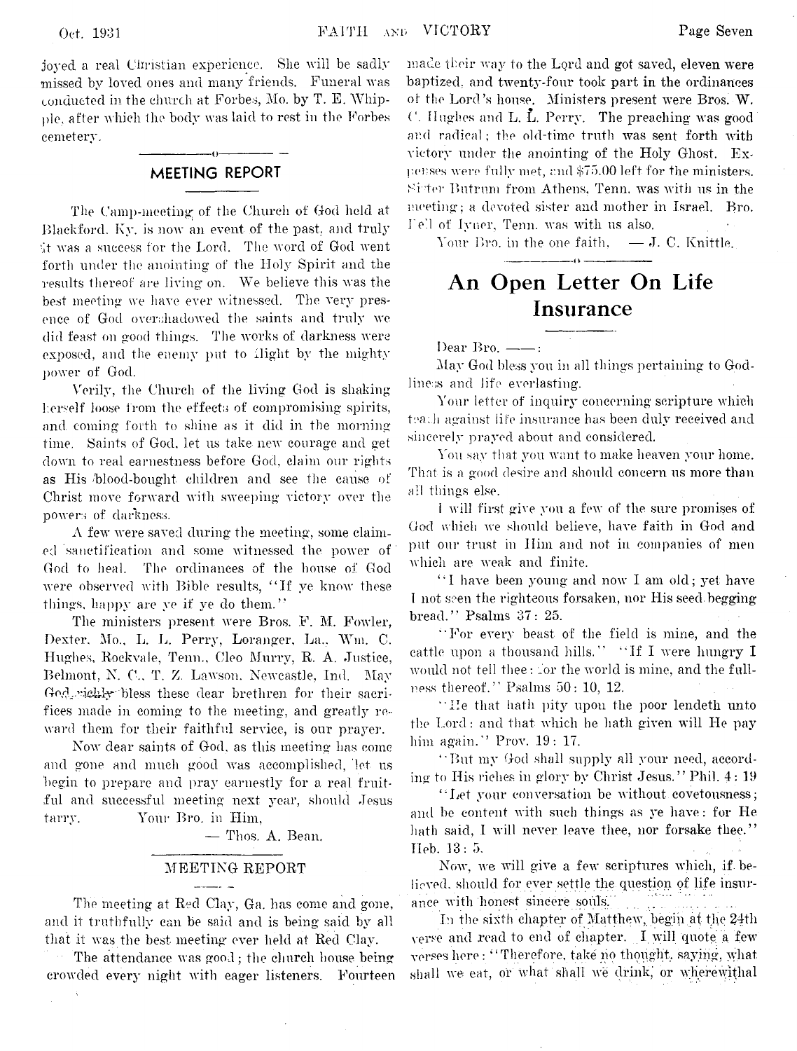joyed a real Christian experience. She will be sadly missed by loved ones and many friends. Funeral was conducted in the church at Forbes, Mo. by T. E. Whipple, after which the body was laid to rest in the Forbes cemetery.

## MEETING REPORT

The Camp-meeting of the Church of God held at Blackford, Ky. is now an event of the past, and truly it was a success for the Lord. The word of God went forth under the anointing of the Holy Spirit and the results thereof are living on. We believe this was the best meeting we have ever witnessed. The very presence of God overshadowed the saints and truly we did feast on good things. The works of darkness were exposed, and the enemy put to flight by the mighty power of God.

Verily, the Church of the living God is shaking herself loose from the effects of compromising spirits, and coming forth to shine as it did in the morning time. Saints of God, let us take new courage and get down to real earnestness before God, claim our rights as His blood-bought children and see the cause of Christ move forward with sweeping victory over the powers of darkness.

A few were saved during the meeting, some claimed sanctification and some witnessed the power of God to heal. The ordinances of the house of God were observed with Bible results, "If ye know these things, happy are ye if ye do them."

The ministers present were Bros. F. M. Fowler, Dexter, Mo., L. L. Perry, Loranger, La., Wm. C. Hughes, Rockvale, Tenn., Cleo Murry, R. A. Justice, Belmont, N. C., T. Z. Lawson, Newcastle, Ind. May God richly bless these dear brethren for their sacrifices made in coming to the meeting, and greatly reward them for their faithful service, is our prayer.

Now dear saints of God, as this meeting has come and gone and much good was accomplished, let us begin to prepare and pray earnestly for a real fruitful and successful meeting next year, should Jesus tarry.

Your Bro. in Him,

— Thos. A. Bean.

## MEETING REPORT

The meeting at Red Clay, Ga. has come and gone, and it truthfully can be said and is being said by all that it was the best meeting ever held at Red Clay.

The attendance was good; the church house being crowded every night with eager listeners. Fourteen made their way to the Lord and got saved, eleven were baptized, and twenty-four took part in the ordinances of the Lord's house. Ministers present were Bros. W. C. Hughes and L. L. Perry. The preaching was good and radical; the old-time truth was sent forth with victory under the anointing of the Holy Ghost. Expenses were fully met, and $75.00 left for the ministers. Sister Butrum from Athens, Tenn. was with us in the meeting; a devoted sister and mother in Israel. Bro. Pe'l of Ivner, Tenn. was with us also.

Your Bro. in the one faith, — J. C. Knittle.

# An Open Letter On Life Insurance

Dear Bro. ——:

May God bless you in all things pertaining to Godliness and life everlasting.

Your letter of inquiry concerning scripture which teach against life insurance has been duly received and sincerely prayed about and considered.

You say that you want to make heaven your home. That is a good desire and should concern us more than all things else.

I will first give you a few of the sure promises of God which we should believe, have faith in God and put our trust in Him and not in companies of men which are weak and finite.

"I have been young and now I am old; yet have I not seen the righteous forsaken, nor His seed begging bread." Psalms 37: 25.

"For every beast of the field is mine, and the cattle upon a thousand hills." "If I were hungry I would not tell thee: for the world is mine, and the fullness thereof." Psalms 50: 10, 12.

"He that hath pity upon the poor lendeth unto the Lord: and that which he hath given will He pay him again." Prov. 19: 17.

"But my God shall supply all your need, according to His riches in glory by Christ Jesus." Phil. 4: 19

"Let your conversation be without covetousness; and be content with such things as ye have: for He hath said, I will never leave thee, nor forsake thee." Heb. 13: 5.

Now, we will give a few scriptures which, if believed, should for ever settle the question of life insurance with honest sincere souls.

In the sixth chapter of Matthew, begin at the 24th verse and read to end of chapter. I will quote a few verses here: "Therefore, take no thought, saying, what shall we eat, or what shall we drink, or wherewithal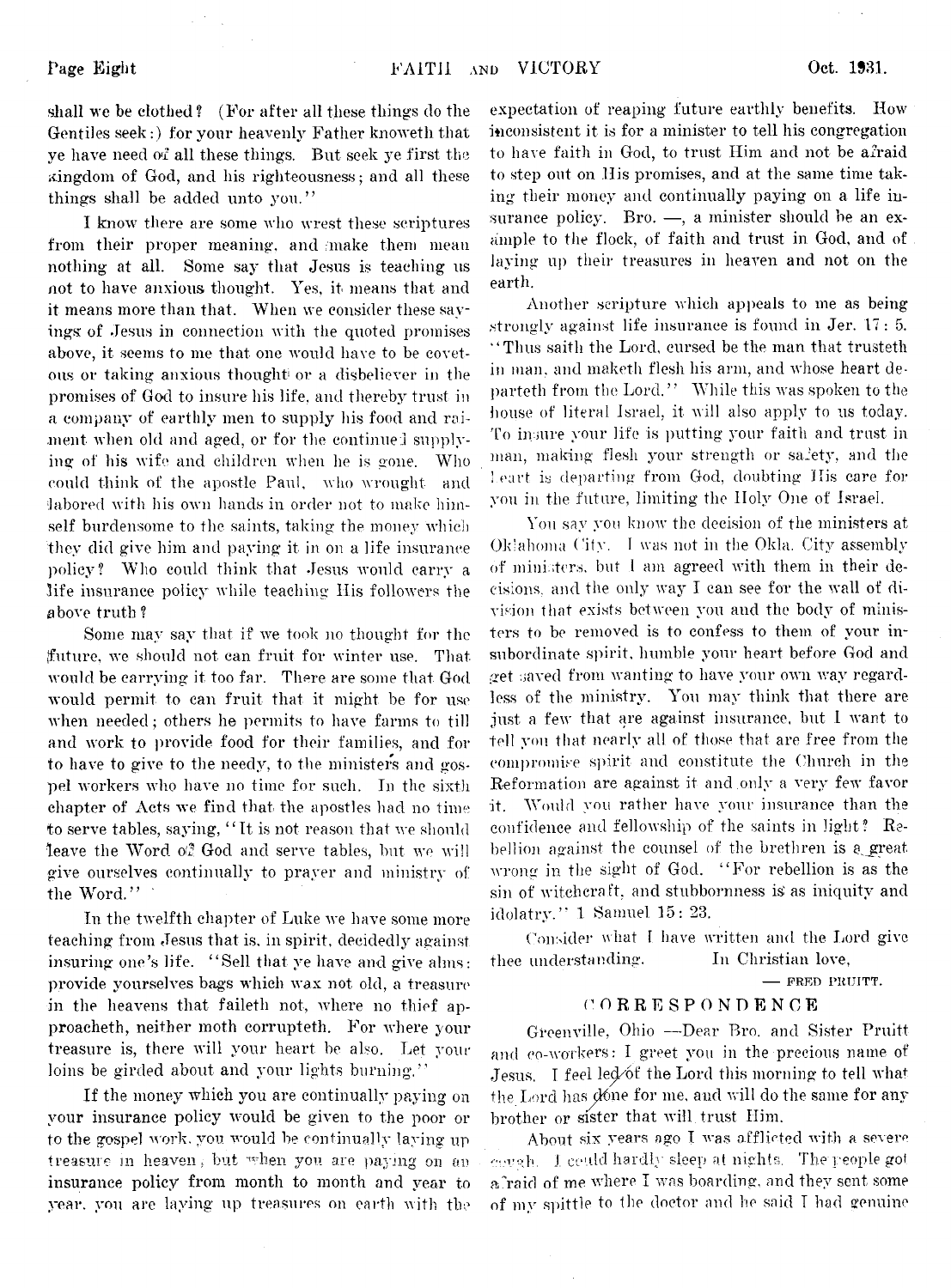shall we be clothed? (For after all these things do the Gentiles seek:) for your heavenly Father knoweth that ye have need of all these things. But seek ye first the kingdom of God, and his righteousness; and all these things shall be added unto you."

I know there are some who wrest these scriptures from their proper meaning, and make them mean nothing at all. Some say that Jesus is teaching us not to have anxious thought. Yes, it means that and it means more than that. When we consider these sayings of Jesus in connection with the quoted promises above, it seems to me that one would have to be covetous or taking anxious thought or a disbeliever in the promises of God to insure his life, and thereby trust in a company of earthly men to supply his food and raiment when old and aged, or for the continued supplying of his wife and children when he is gone. Who could think of the apostle Paul, who wrought and labored with his own hands in order not to make himself burdensome to the saints, taking the money which they did give him and paying it in on a life insurance policy? Who could think that Jesus would carry a life insurance policy while teaching His followers the above truth?

Some may say that if we took no thought for the future, we should not can fruit for winter use. That would be carrying it too far. There are some that God would permit to can fruit that it might be for use when needed; others he permits to have farms to till and work to provide food for their families, and for to have to give to the needy, to the ministers and gospel workers who have no time for such. In the sixth chapter of Acts we find that the apostles had no time to serve tables, saying, "It is not reason that we should leave the Word of God and serve tables, but we will give ourselves continually to prayer and ministry of the Word."

In the twelfth chapter of Luke we have some more teaching from Jesus that is, in spirit, decidedly against insuring one's life. "Sell that ye have and give alms: provide yourselves bags which wax not old, a treasure in the heavens that faileth not, where no thief approacheth, neither moth corrupteth. For where your treasure is, there will your heart be also. Let your loins be girded about and your lights burning."

If the money which you are continually paying on your insurance policy would be given to the poor or to the gospel work, you would be continually laying up treasure in heaven; but when you are paying on an insurance policy from month to month and year to year, you are laying up treasures on earth with the expectation of reaping future earthly benefits. How inconsistent it is for a minister to tell his congregation to have faith in God, to trust Him and not be afraid to step out on His promises, and at the same time taking their money and continually paying on a life insurance policy. Bro. —, a minister should be an example to the flock, of faith and trust in God, and of laying up their treasures in heaven and not on the earth.

Another scripture which appeals to me as being strongly against life insurance is found in Jer. 17: 5. "Thus saith the Lord, cursed be the man that trusteth in man, and maketh flesh his arm, and whose heart departeth from the Lord." While this was spoken to the house of literal Israel, it will also apply to us today. To insure your life is putting your faith and trust in man, making flesh your strength or safety, and the heart is departing from God, doubting His care for you in the future, limiting the Holy One of Israel.

You say you know the decision of the ministers at Oklahoma City. I was not in the Okla. City assembly of ministers, but I am agreed with them in their decisions, and the only way I can see for the wall of division that exists between you and the body of ministers to be removed is to confess to them of your insubordinate spirit, humble your heart before God and get saved from wanting to have your own way regardless of the ministry. You may think that there are just a few that are against insurance, but I want to tell you that nearly all of those that are free from the compromise spirit and constitute the Church in the Reformation are against it and only a very few favor it. Would you rather have your insurance than the confidence and fellowship of the saints in light? Rebellion against the counsel of the brethren is a great wrong in the sight of God. "For rebellion is as the sin of witchcraft, and stubbornness is as iniquity and idolatry." 1 Samuel 15: 23.

Consider what I have written and the Lord give thee understanding. In Christian love,

— FRED PRUITT.

## CORRESPONDENCE

Greenville, Ohio —Dear Bro. and Sister Pruitt and co-workers: I greet you in the precious name of Jesus. I feel led of the Lord this morning to tell what the Lord has done for me, and will do the same for any brother or sister that will trust Him.

About six years ago I was afflicted with a severe cough. I could hardly sleep at nights. The people got afraid of me where I was boarding, and they sent some of my spittle to the doctor and he said I had genuine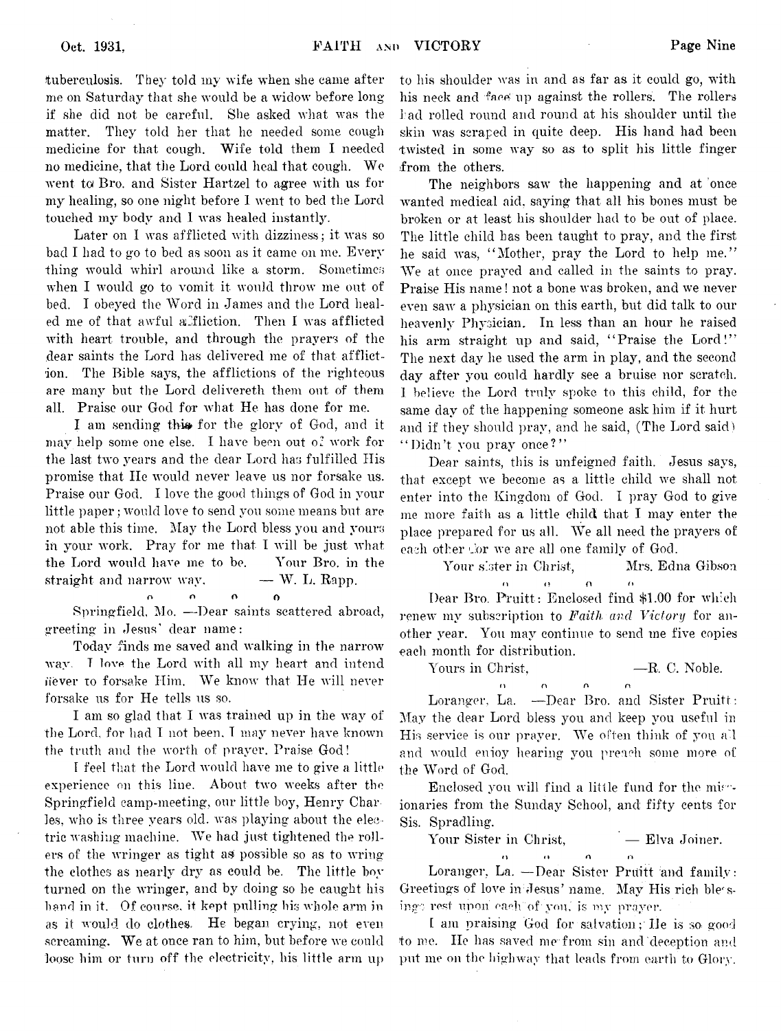tuberculosis. They told my wife when she came after me on Saturday that she would be a widow before long if she did not be careful. She asked what was the matter. They told her that he needed some cough medicine for that cough. Wife told them I needed no medicine, that the Lord could heal that cough. We went to Bro. and Sister Hartzel to agree with us for my healing, so one night before I went to bed the Lord touched my body and I was healed instantly.

Later on I was afflicted with dizziness; it was so bad I had to go to bed as soon as it came on me. Every thing would whirl around like a storm. Sometimes when I would go to vomit it would throw me out of bed. I obeyed the Word in James and the Lord healed me of that awful affliction. Then I was afflicted with heart trouble, and through the prayers of the dear saints the Lord has delivered me of that affliction. The Bible says, the afflictions of the righteous are many but the Lord delivereth them out of them all. Praise our God for what He has done for me.

I am sending this for the glory of God, and it may help some one else. I have been out of work for the last two years and the dear Lord has fulfilled His promise that He would never leave us nor forsake us. Praise our God. I love the good things of God in your little paper; would love to send you some means but are not able this time. May the Lord bless you and yours in your work. Pray for me that I will be just what the Lord would have me to be. Your Bro. in the straight and narrow way. — W. L. Rapp.

o o o o

Springfield, Mo. —Dear saints scattered abroad, greeting in Jesus' dear name:

Today finds me saved and walking in the narrow way. I love the Lord with all my heart and intend never to forsake Him. We know that He will never forsake us for He tells us so.

I am so glad that I was trained up in the way of the Lord, for had I not been, I may never have known the truth and the worth of prayer. Praise God!

I feel that the Lord would have me to give a little experience on this line. About two weeks after the Springfield camp-meeting, our little boy, Henry Charles, who is three years old, was playing about the electric washing machine. We had just tightened the rollers of the wringer as tight as possible so as to wring the clothes as nearly dry as could be. The little boy turned on the wringer, and by doing so he caught his hand in it. Of course, it kept pulling his whole arm in as it would do clothes. He began crying, not even screaming. We at once ran to him, but before we could loose him or turn off the electricity, his little arm up to his shoulder was in and as far as it could go, with his neck and face up against the rollers. The rollers had rolled round and round at his shoulder until the skin was scraped in quite deep. His hand had been twisted in some way so as to split his little finger from the others.

The neighbors saw the happening and at once wanted medical aid, saying that all his bones must be broken or at least his shoulder had to be out of place. The little child has been taught to pray, and the first he said was, "Mother, pray the Lord to help me." We at once prayed and called in the saints to pray. Praise His name! not a bone was broken, and we never even saw a physician on this earth, but did talk to our heavenly Physician. In less than an hour he raised his arm straight up and said, "Praise the Lord!" The next day he used the arm in play, and the second day after you could hardly see a bruise nor scratch. I believe the Lord truly spoke to this child, for the same day of the happening someone ask him if it hurt and if they should pray, and he said, (The Lord said) "Didn't you pray once?"

Dear saints, this is unfeigned faith. Jesus says, that except we become as a little child we shall not enter into the Kingdom of God. I pray God to give me more faith as a little child that I may enter the place prepared for us all. We all need the prayers of each other for we are all one family of God.

Your sister in Christ, Mrs. Edna Gibson

o o o o

Dear Bro. Pruitt: Enclosed find $1.00 for which renew my subscription to *Faith and Victory* for another year. You may continue to send me five copies each month for distribution.

Yours in Christ, —R. C. Noble.

o o o o

Loranger, La. —Dear Bro. and Sister Pruitt: May the dear Lord bless you and keep you useful in His service is our prayer. We often think of you all and would enjoy hearing you preach some more of the Word of God.

Enclosed you will find a little fund for the missionaries from the Sunday School, and fifty cents for Sis. Spradling.

Your Sister in Christ, — Elva Joiner.

o o o o

Loranger, La. —Dear Sister Pruitt and family: Greetings of love in Jesus' name. May His rich blessings rest upon each of you, is my prayer.

I am praising God for salvation; He is so good to me. He has saved me from sin and deception and put me on the highway that leads from earth to Glory.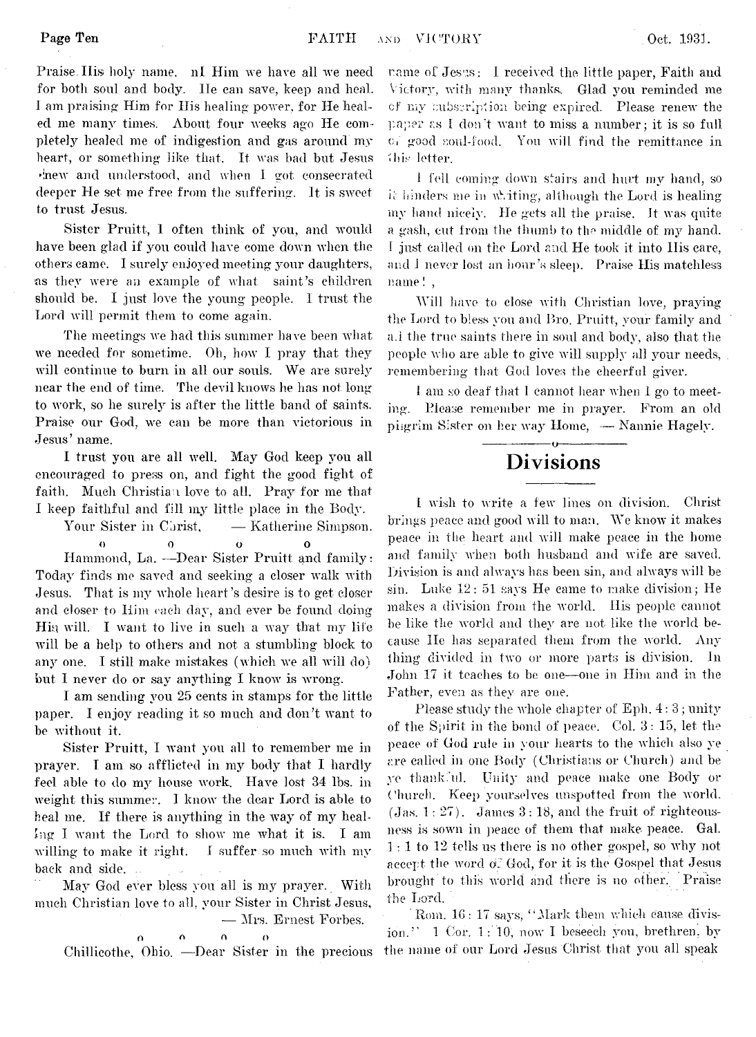Praise His holy name. nI Him we have all we need for both soul and body. He can save, keep and heal. I am praising Him for His healing power, for He healed me many times. About four weeks ago He completely healed me of indigestion and gas around my heart, or something like that. It was bad but Jesus knew and understood, and when I got consecrated deeper He set me free from the suffering. It is sweet to trust Jesus.

Sister Pruitt, I often think of you, and would have been glad if you could have come down when the others came. I surely enjoyed meeting your daughters, as they were an example of what saint's children should be. I just love the young people. I trust the Lord will permit them to come again.

The meetings we had this summer have been what we needed for sometime. Oh, how I pray that they will continue to burn in all our souls. We are surely near the end of time. The devil knows he has not long to work, so he surely is after the little band of saints. Praise our God, we can be more than victorious in Jesus' name.

I trust you are all well. May God keep you all encouraged to press on, and fight the good fight of faith. Much Christian love to all. Pray for me that I keep faithful and fill my little place in the Body.

Your Sister in Christ, — Katherine Simpson.

o o o o

Hammond, La. —Dear Sister Pruitt and family: Today finds me saved and seeking a closer walk with Jesus. That is my whole heart's desire is to get closer and closer to Him each day, and ever be found doing His will. I want to live in such a way that my life will be a help to others and not a stumbling block to any one. I still make mistakes (which we all will do) but I never do or say anything I know is wrong.

I am sending you 25 cents in stamps for the little paper. I enjoy reading it so much and don't want to be without it.

Sister Pruitt, I want you all to remember me in prayer. I am so afflicted in my body that I hardly feel able to do my house work. Have lost 34 lbs. in weight this summer. I know the dear Lord is able to heal me. If there is anything in the way of my healing I want the Lord to show me what it is. I am willing to make it right. I suffer so much with my back and side.

May God ever bless you all is my prayer. With much Christian love to all, your Sister in Christ Jesus,

— Mrs. Ernest Forbes.

o o o o

Chillicothe, Ohio. —Dear Sister in the precious name of Jesus: I received the little paper, Faith and Victory, with many thanks. Glad you reminded me of my subscription being expired. Please renew the paper as I don't want to miss a number; it is so full of good soul-food. You will find the remittance in this letter.

I fell coming down stairs and hurt my hand, so it hinders me in writing, although the Lord is healing my hand nicely. He gets all the praise. It was quite a gash, cut from the thumb to the middle of my hand. I just called on the Lord and He took it into His care, and I never lost an hour's sleep. Praise His matchless name!,

Will have to close with Christian love, praying the Lord to bless you and Bro. Pruitt, your family and all the true saints there in soul and body, also that the people who are able to give will supply all your needs, remembering that God loves the cheerful giver.

I am so deaf that I cannot hear when I go to meeting. Please remember me in prayer. From an old pilgrim Sister on her way Home, — Nannie Hagely.

## Divisions

I wish to write a few lines on division. Christ brings peace and good will to man. We know it makes peace in the heart and will make peace in the home and family when both husband and wife are saved. Division is and always has been sin, and always will be sin. Luke 12: 51 says He came to make division; He makes a division from the world. His people cannot be like the world and they are not like the world because He has separated them from the world. Any thing divided in two or more parts is division. In John 17 it teaches to be one—one in Him and in the Father, even as they are one.

Please study the whole chapter of Eph. 4: 3; unity of the Spirit in the bond of peace. Col. 3: 15, let the peace of God rule in your hearts to the which also ye are called in one Body (Christians or Church) and be ye thankful. Unity and peace make one Body or Church. Keep yourselves unspotted from the world. (Jas. 1: 27). James 3: 18, and the fruit of righteousness is sown in peace of them that make peace. Gal. 1: 1 to 12 tells us there is no other gospel, so why not accept the word of God, for it is the Gospel that Jesus brought to this world and there is no other. Praise the Lord.

Rom. 16: 17 says, "Mark them which cause division." 1 Cor. 1: 10, now I beseech you, brethren, by the name of our Lord Jesus Christ that you all speak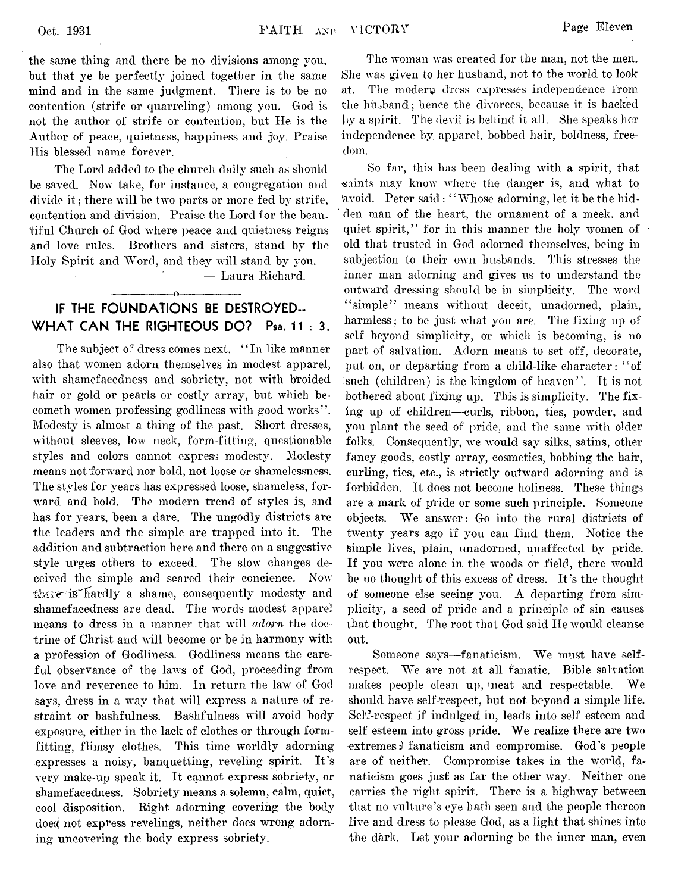the same thing and there be no divisions among you, but that ye be perfectly joined together in the same mind and in the same judgment. There is to be no contention (strife or quarreling) among you. God is not the author of strife or contention, but He is the Author of peace, quietness, happiness and joy. Praise His blessed name forever.

The Lord added to the church daily such as should be saved. Now take, for instance, a congregation and divide it; there will be two parts or more fed by strife, contention and division. Praise the Lord for the beautiful Church of God where peace and quietness reigns and love rules. Brothers and sisters, stand by the Holy Spirit and Word, and they will stand by you.

— Laura Richard.

## IF THE FOUNDATIONS BE DESTROYED-- WHAT CAN THE RIGHTEOUS DO? Psa. 11 : 3.

The subject of dress comes next. "In like manner also that women adorn themselves in modest apparel, with shamefacedness and sobriety, not with broided hair or gold or pearls or costly array, but which becometh women professing godliness with good works". Modesty is almost a thing of the past. Short dresses, without sleeves, low neck, form-fitting, questionable styles and colors cannot express modesty. Modesty means not forward nor bold, not loose or shamelessness. The styles for years has expressed loose, shameless, forward and bold. The modern trend of styles is, and has for years, been a dare. The ungodly districts are the leaders and the simple are trapped into it. The addition and subtraction here and there on a suggestive style urges others to exceed. The slow changes deceived the simple and seared their concience. Now there is hardly a shame, consequently modesty and shamefacedness are dead. The words modest apparel means to dress in a manner that will *adorn* the doctrine of Christ and will become or be in harmony with a profession of Godliness. Godliness means the careful observance of the laws of God, proceeding from love and reverence to him. In return the law of God says, dress in a way that will express a nature of restraint or bashfulness. Bashfulness will avoid body exposure, either in the lack of clothes or through form-fitting, flimsy clothes. This time worldly adorning expresses a noisy, banquetting, reveling spirit. It's very make-up speak it. It cannot express sobriety, or shamefacedness. Sobriety means a solemn, calm, quiet, cool disposition. Right adorning covering the body does not express revelings, neither does wrong adorning uncovering the body express sobriety.

The woman was created for the man, not the men. She was given to her husband, not to the world to look at. The modern dress expresses independence from the husband; hence the divorces, because it is backed by a spirit. The devil is behind it all. She speaks her independence by apparel, bobbed hair, boldness, freedom.

So far, this has been dealing with a spirit, that saints may know where the danger is, and what to avoid. Peter said: "Whose adorning, let it be the hidden man of the heart, the ornament of a meek, and quiet spirit," for in this manner the holy women of old that trusted in God adorned themselves, being in subjection to their own husbands. This stresses the inner man adorning and gives us to understand the outward dressing should be in simplicity. The word "simple" means without deceit, unadorned, plain, harmless; to be just what you are. The fixing up of self beyond simplicity, or which is becoming, is no part of salvation. Adorn means to set off, decorate, put on, or departing from a child-like character: "of such (children) is the kingdom of heaven". It is not bothered about fixing up. This is simplicity. The fixing up of children—curls, ribbon, ties, powder, and you plant the seed of pride, and the same with older folks. Consequently, we would say silks, satins, other fancy goods, costly array, cosmetics, bobbing the hair, curling, ties, etc., is strictly outward adorning and is forbidden. It does not become holiness. These things are a mark of pride or some such principle. Someone objects. We answer: Go into the rural districts of twenty years ago if you can find them. Notice the simple lives, plain, unadorned, unaffected by pride. If you were alone in the woods or field, there would be no thought of this excess of dress. It's the thought of someone else seeing you. A departing from simplicity, a seed of pride and a principle of sin causes that thought. The root that God said He would cleanse out.

Someone says—fanaticism. We must have self-respect. We are not at all fanatic. Bible salvation makes people clean up, neat and respectable. We should have self-respect, but not beyond a simple life. Self-respect if indulged in, leads into self esteem and self esteem into gross pride. We realize there are two extremes: fanaticism and compromise. God's people are of neither. Compromise takes in the world, fanaticism goes just as far the other way. Neither one carries the right spirit. There is a highway between that no vulture's eye hath seen and the people thereon live and dress to please God, as a light that shines into the dark. Let your adorning be the inner man, even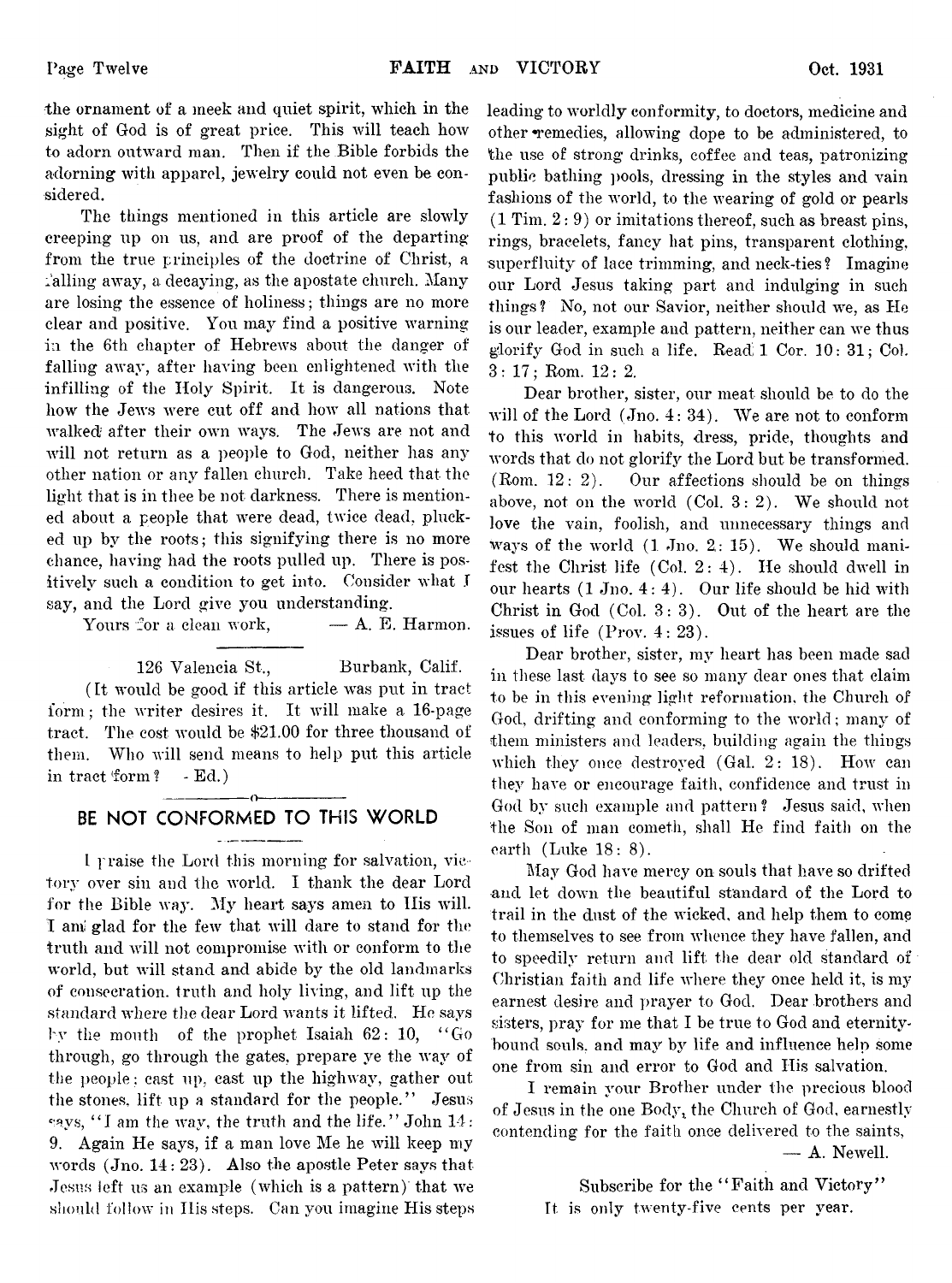the ornament of a meek and quiet spirit, which in the sight of God is of great price. This will teach how to adorn outward man. Then if the Bible forbids the adorning with apparel, jewelry could not even be considered.

The things mentioned in this article are slowly creeping up on us, and are proof of the departing from the true principles of the doctrine of Christ, a falling away, a decaying, as the apostate church. Many are losing the essence of holiness; things are no more clear and positive. You may find a positive warning in the 6th chapter of Hebrews about the danger of falling away, after having been enlightened with the infilling of the Holy Spirit. It is dangerous. Note how the Jews were cut off and how all nations that walked after their own ways. The Jews are not and will not return as a people to God, neither has any other nation or any fallen church. Take heed that the light that is in thee be not darkness. There is mentioned about a people that were dead, twice dead, plucked up by the roots; this signifying there is no more chance, having had the roots pulled up. There is positively such a condition to get into. Consider what I say, and the Lord give you understanding.

Yours for a clean work, — A. E. Harmon.

126 Valencia St., Burbank, Calif.

(It would be good if this article was put in tract form; the writer desires it. It will make a 16-page tract. The cost would be $21.00 for three thousand of them. Who will send means to help put this article in tract form? - Ed.)

## BE NOT CONFORMED TO THIS WORLD

I praise the Lord this morning for salvation, victory over sin and the world. I thank the dear Lord for the Bible way. My heart says amen to His will. I am glad for the few that will dare to stand for the truth and will not compromise with or conform to the world, but will stand and abide by the old landmarks of consecration, truth and holy living, and lift up the standard where the dear Lord wants it lifted. He says by the mouth of the prophet Isaiah 62: 10, "Go through, go through the gates, prepare ye the way of the people; cast up, cast up the highway, gather out the stones, lift up a standard for the people." Jesus says, "I am the way, the truth and the life." John 14: 9. Again He says, if a man love Me he will keep my words (Jno. 14: 23). Also the apostle Peter says that Jesus left us an example (which is a pattern) that we should follow in His steps. Can you imagine His steps leading to worldly conformity, to doctors, medicine and other remedies, allowing dope to be administered, to the use of strong drinks, coffee and teas, patronizing public bathing pools, dressing in the styles and vain fashions of the world, to the wearing of gold or pearls (1 Tim. 2: 9) or imitations thereof, such as breast pins, rings, bracelets, fancy hat pins, transparent clothing, superfluity of lace trimming, and neck-ties? Imagine our Lord Jesus taking part and indulging in such things? No, not our Savior, neither should we, as He is our leader, example and pattern, neither can we thus glorify God in such a life. Read 1 Cor. 10: 31; Col. 3: 17; Rom. 12: 2.

Dear brother, sister, our meat should be to do the will of the Lord (Jno. 4: 34). We are not to conform to this world in habits, dress, pride, thoughts and words that do not glorify the Lord but be transformed. (Rom. 12: 2). Our affections should be on things above, not on the world (Col. 3: 2). We should not love the vain, foolish, and unnecessary things and ways of the world (1 Jno. 2: 15). We should manifest the Christ life (Col. 2: 4). He should dwell in our hearts (1 Jno. 4: 4). Our life should be hid with Christ in God (Col. 3: 3). Out of the heart are the issues of life (Prov. 4: 23).

Dear brother, sister, my heart has been made sad in these last days to see so many dear ones that claim to be in this evening light reformation, the Church of God, drifting and conforming to the world; many of them ministers and leaders, building again the things which they once destroyed (Gal. 2: 18). How can they have or encourage faith, confidence and trust in God by such example and pattern? Jesus said, when the Son of man cometh, shall He find faith on the earth (Luke 18: 8).

May God have mercy on souls that have so drifted and let down the beautiful standard of the Lord to trail in the dust of the wicked, and help them to come to themselves to see from whence they have fallen, and to speedily return and lift the dear old standard of Christian faith and life where they once held it, is my earnest desire and prayer to God. Dear brothers and sisters, pray for me that I be true to God and eternity-bound souls, and may by life and influence help some one from sin and error to God and His salvation.

I remain your Brother under the precious blood of Jesus in the one Body, the Church of God, earnestly contending for the faith once delivered to the saints,

— A. Newell.

Subscribe for the "Faith and Victory"
It is only twenty-five cents per year.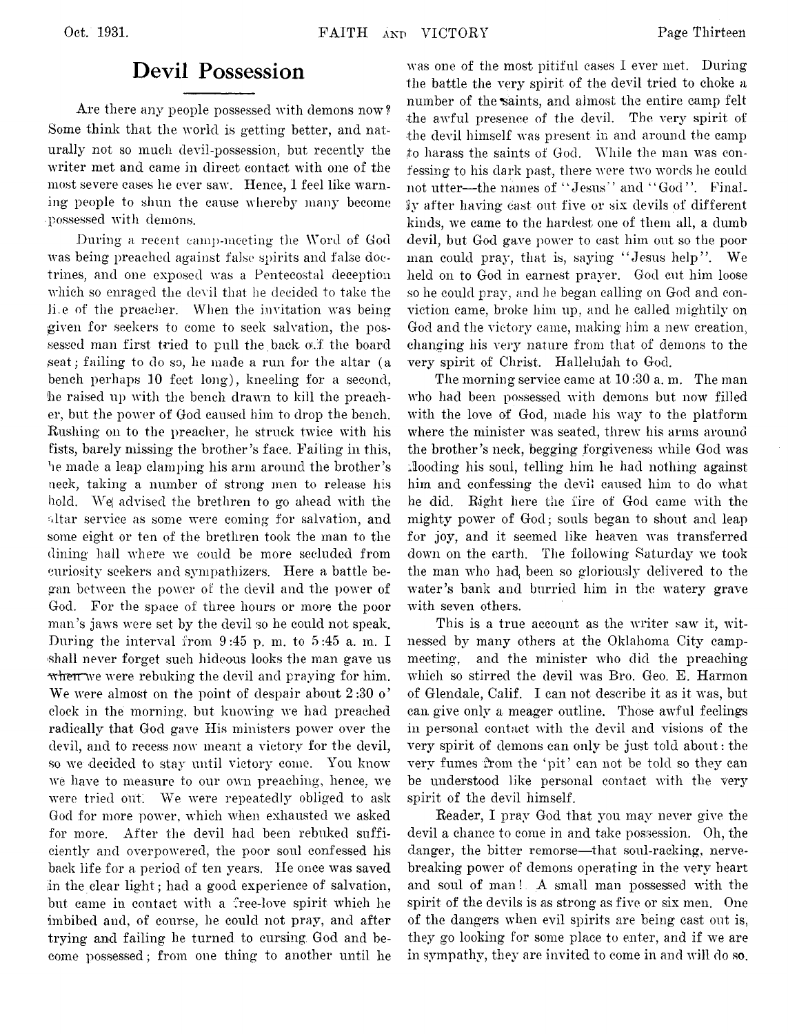# Devil Possession

Are there any people possessed with demons now? Some think that the world is getting better, and naturally not so much devil-possession, but recently the writer met and came in direct contact with one of the most severe cases he ever saw. Hence, I feel like warning people to shun the cause whereby many become possessed with demons.

During a recent camp-meeting the Word of God was being preached against false spirits and false doctrines, and one exposed was a Pentecostal deception which so enraged the devil that he decided to take the life of the preacher. When the invitation was being given for seekers to come to seek salvation, the possessed man first tried to pull the back off the board seat; failing to do so, he made a run for the altar (a bench perhaps 10 feet long), kneeling for a second, he raised up with the bench drawn to kill the preacher, but the power of God caused him to drop the bench. Rushing on to the preacher, he struck twice with his fists, barely missing the brother's face. Failing in this, he made a leap clamping his arm around the brother's neck, taking a number of strong men to release his hold. We advised the brethren to go ahead with the altar service as some were coming for salvation, and some eight or ten of the brethren took the man to the dining hall where we could be more secluded from curiosity seekers and sympathizers. Here a battle began between the power of the devil and the power of God. For the space of three hours or more the poor man's jaws were set by the devil so he could not speak. During the interval from 9:45 p. m. to 5:45 a. m. I shall never forget such hideous looks the man gave us when we were rebuking the devil and praying for him. We were almost on the point of despair about 2:30 o' clock in the morning, but knowing we had preached radically that God gave His ministers power over the devil, and to recess now meant a victory for the devil, so we decided to stay until victory come. You know we have to measure to our own preaching, hence, we were tried out. We were repeatedly obliged to ask God for more power, which when exhausted we asked for more. After the devil had been rebuked sufficiently and overpowered, the poor soul confessed his back life for a period of ten years. He once was saved in the clear light; had a good experience of salvation, but came in contact with a free-love spirit which he imbibed and, of course, he could not pray, and after trying and failing he turned to cursing God and become possessed; from one thing to another until he was one of the most pitiful cases I ever met. During the battle the very spirit of the devil tried to choke a number of the saints, and almost the entire camp felt the awful presence of the devil. The very spirit of the devil himself was present in and around the camp to harass the saints of God. While the man was confessing to his dark past, there were two words he could not utter—the names of "Jesus" and "God". Finally after having cast out five or six devils of different kinds, we came to the hardest one of them all, a dumb devil, but God gave power to cast him out so the poor man could pray, that is, saying "Jesus help". We held on to God in earnest prayer. God cut him loose so he could pray, and he began calling on God and conviction came, broke him up, and he called mightily on God and the victory came, making him a new creation, changing his very nature from that of demons to the very spirit of Christ. Hallelujah to God.

The morning service came at 10:30 a. m. The man who had been possessed with demons but now filled with the love of God, made his way to the platform where the minister was seated, threw his arms around the brother's neck, begging forgiveness while God was flooding his soul, telling him he had nothing against him and confessing the devil caused him to do what he did. Right here the fire of God came with the mighty power of God; souls began to shout and leap for joy, and it seemed like heaven was transferred down on the earth. The following Saturday we took the man who had been so gloriously delivered to the water's bank and burried him in the watery grave with seven others.

This is a true account as the writer saw it, witnessed by many others at the Oklahoma City campmeeting, and the minister who did the preaching which so stirred the devil was Bro. Geo. E. Harmon of Glendale, Calif. I can not describe it as it was, but can give only a meager outline. Those awful feelings in personal contact with the devil and visions of the very spirit of demons can only be just told about: the very fumes from the 'pit' can not be told so they can be understood like personal contact with the very spirit of the devil himself.

Reader, I pray God that you may never give the devil a chance to come in and take possession. Oh, the danger, the bitter remorse—that soul-racking, nerve-breaking power of demons operating in the very heart and soul of man! A small man possessed with the spirit of the devils is as strong as five or six men. One of the dangers when evil spirits are being cast out is, they go looking for some place to enter, and if we are in sympathy, they are invited to come in and will do so.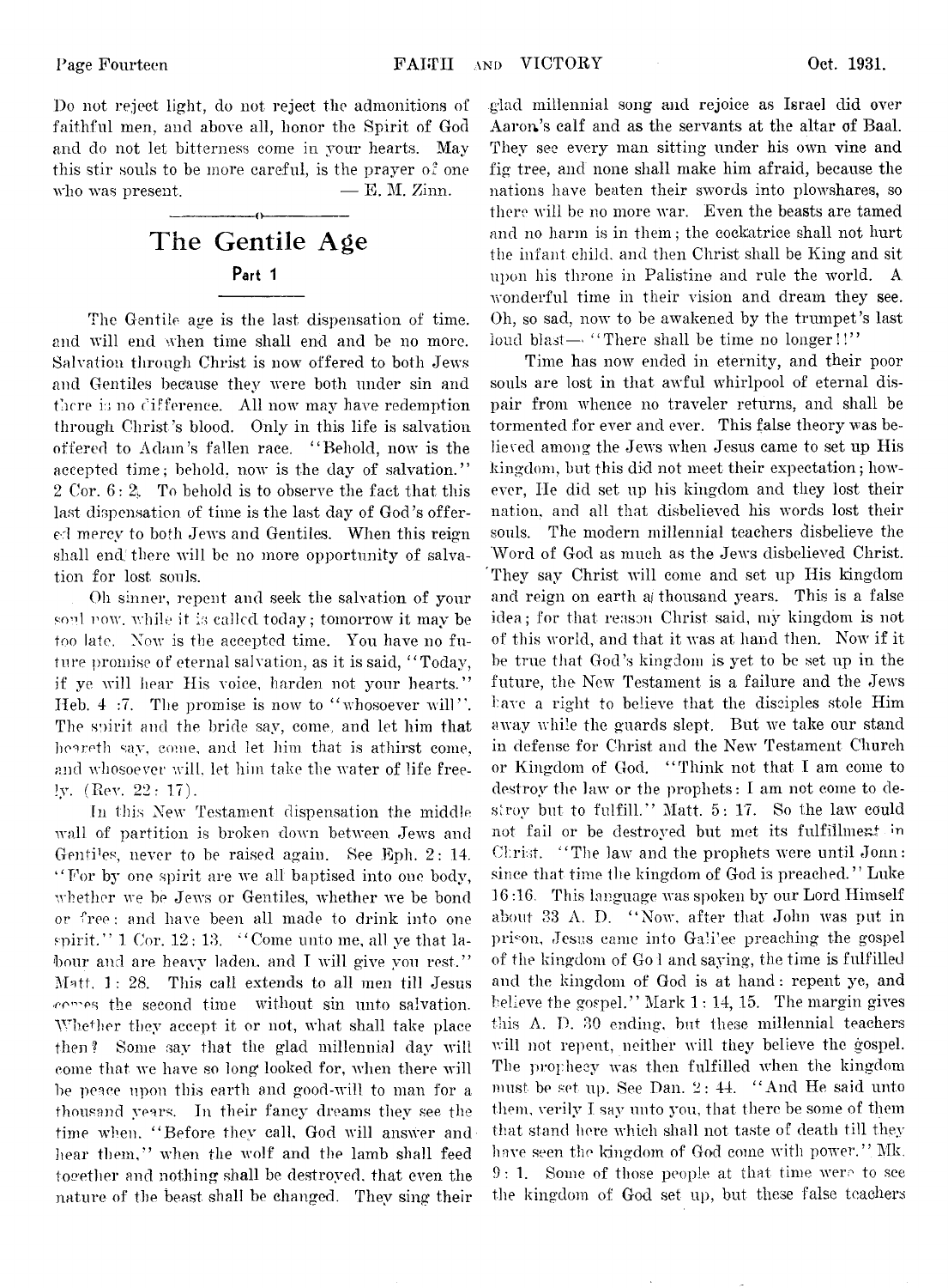Do not reject light, do not reject the admonitions of faithful men, and above all, honor the Spirit of God and do not let bitterness come in your hearts. May this stir souls to be more careful, is the prayer of one who was present. — E. M. Zinn.

# The Gentile Age

## Part 1

The Gentile age is the last dispensation of time, and will end when time shall end and be no more. Salvation through Christ is now offered to both Jews and Gentiles because they were both under sin and there is no difference. All now may have redemption through Christ's blood. Only in this life is salvation offered to Adam's fallen race. "Behold, now is the accepted time; behold, now is the day of salvation." 2 Cor. 6: 2. To behold is to observe the fact that this last dispensation of time is the last day of God's offered mercy to both Jews and Gentiles. When this reign shall end there will be no more opportunity of salvation for lost souls.

Oh sinner, repent and seek the salvation of your soul now, while it is called today; tomorrow it may be too late. Now is the accepted time. You have no future promise of eternal salvation, as it is said, "Today, if ye will hear His voice, harden not your hearts." Heb. 4 :7. The promise is now to "whosoever will". The spirit and the bride say, come, and let him that heareth say, come, and let him that is athirst come, and whosoever will, let him take the water of life freely. (Rev. 22: 17).

In this New Testament dispensation the middle wall of partition is broken down between Jews and Gentiles, never to be raised again. See Eph. 2: 14. "For by one spirit are we all baptised into one body, whether we be Jews or Gentiles, whether we be bond or free: and have been all made to drink into one spirit." 1 Cor. 12: 13. "Come unto me, all ye that labour and are heavy laden, and I will give you rest." Matt. 11: 28. This call extends to all men till Jesus comes the second time without sin unto salvation. Whether they accept it or not, what shall take place then? Some say that the glad millennial day will come that we have so long looked for, when there will be peace upon this earth and good-will to man for a thousand years. In their fancy dreams they see the time when, "Before they call, God will answer and hear them," when the wolf and the lamb shall feed together and nothing shall be destroyed, that even the nature of the beast shall be changed. They sing their glad millennial song and rejoice as Israel did over Aaron's calf and as the servants at the altar of Baal. They see every man sitting under his own vine and fig tree, and none shall make him afraid, because the nations have beaten their swords into plowshares, so there will be no more war. Even the beasts are tamed and no harm is in them; the cockatrice shall not hurt the infant child, and then Christ shall be King and sit upon his throne in Palistine and rule the world. A wonderful time in their vision and dream they see. Oh, so sad, now to be awakened by the trumpet's last loud blast— "There shall be time no longer!!"

Time has now ended in eternity, and their poor souls are lost in that awful whirlpool of eternal dispair from whence no traveler returns, and shall be tormented for ever and ever. This false theory was believed among the Jews when Jesus came to set up His kingdom, but this did not meet their expectation; however, He did set up his kingdom and they lost their nation, and all that disbelieved his words lost their souls. The modern millennial teachers disbelieve the Word of God as much as the Jews disbelieved Christ. They say Christ will come and set up His kingdom and reign on earth a thousand years. This is a false idea; for that reason Christ said, my kingdom is not of this world, and that it was at hand then. Now if it be true that God's kingdom is yet to be set up in the future, the New Testament is a failure and the Jews have a right to believe that the disciples stole Him away while the guards slept. But we take our stand in defense for Christ and the New Testament Church or Kingdom of God. "Think not that I am come to destroy the law or the prophets: I am not come to destroy but to fulfill." Matt. 5: 17. So the law could not fail or be destroyed but met its fulfillment in Christ. "The law and the prophets were until John: since that time the kingdom of God is preached." Luke 16 :16. This language was spoken by our Lord Himself about 33 A. D. "Now, after that John was put in prison, Jesus came into Galilee preaching the gospel of the kingdom of God and saying, the time is fulfilled and the kingdom of God is at hand: repent ye, and believe the gospel." Mark 1: 14, 15. The margin gives this A. D. 30 ending, but these millennial teachers will not repent, neither will they believe the gospel. The prophecy was then fulfilled when the kingdom must be set up. See Dan. 2: 44. "And He said unto them, verily I say unto you, that there be some of them that stand here which shall not taste of death till they have seen the kingdom of God come with power." Mk. 9: 1. Some of those people at that time were to see the kingdom of God set up, but these false teachers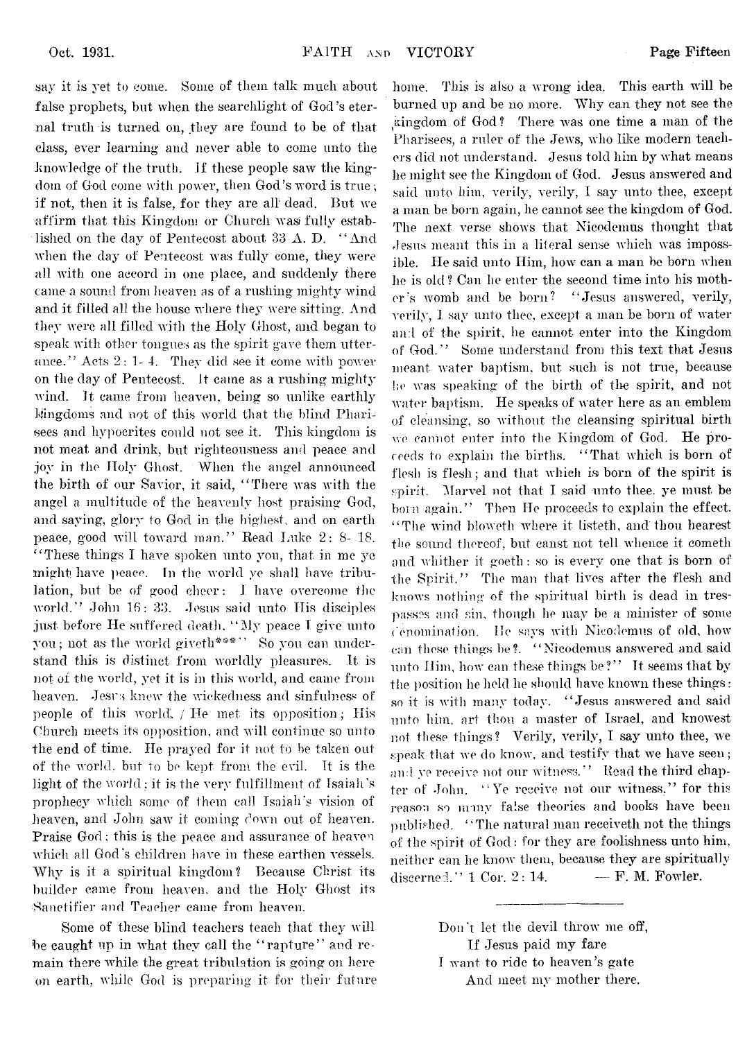say it is yet to come. Some of them talk much about false prophets, but when the searchlight of God's eternal truth is turned on, they are found to be of that class, ever learning and never able to come unto the knowledge of the truth. If these people saw the kingdom of God come with power, then God's word is true; if not, then it is false, for they are all dead. But we affirm that this Kingdom or Church was fully established on the day of Pentecost about 33 A. D. "And when the day of Pentecost was fully come, they were all with one accord in one place, and suddenly there came a sound from heaven as of a rushing mighty wind and it filled all the house where they were sitting. And they were all filled with the Holy Ghost, and began to speak with other tongues as the spirit gave them utterance." Acts 2: 1- 4. They did see it come with power on the day of Pentecost. It came as a rushing mighty wind. It came from heaven, being so unlike earthly kingdoms and not of this world that the blind Pharisees and hypocrites could not see it. This kingdom is not meat and drink, but righteousness and peace and joy in the Holy Ghost. When the angel announced the birth of our Savior, it said, "There was with the angel a multitude of the heavenly host praising God, and saying, glory to God in the highest, and on earth peace, good will toward man." Read Luke 2: 8- 18. "These things I have spoken unto you, that in me ye might have peace. In the world ye shall have tribulation, but be of good cheer: I have overcome the world." John 16: 33. Jesus said unto His disciples just before He suffered death. "My peace I give unto you; not as the world giveth***" So you can understand this is distinct from worldly pleasures. It is not of the world, yet it is in this world, and came from heaven. Jesus knew the wickedness and sinfulness of people of this world. / He met its opposition; His Church meets its opposition, and will continue so unto the end of time. He prayed for it not to be taken out of the world, but to be kept from the evil. It is the light of the world; it is the very fulfillment of Isaiah's prophecy which some of them call Isaiah's vision of heaven, and John saw it coming down out of heaven. Praise God; this is the peace and assurance of heaven which all God's children have in these earthen vessels. Why is it a spiritual kingdom? Because Christ its builder came from heaven, and the Holy Ghost its Sanctifier and Teacher came from heaven.

Some of these blind teachers teach that they will be caught up in what they call the "rapture" and remain there while the great tribulation is going on here on earth, while God is preparing it for their future home. This is also a wrong idea. This earth will be burned up and be no more. Why can they not see the kingdom of God? There was one time a man of the Pharisees, a ruler of the Jews, who like modern teachers did not understand. Jesus told him by what means he might see the Kingdom of God. Jesus answered and said unto him, verily, verily, I say unto thee, except a man be born again, he cannot see the kingdom of God. The next verse shows that Nicodemus thought that Jesus meant this in a literal sense which was impossible. He said unto Him, how can a man be born when he is old? Can he enter the second time into his mother's womb and be born? "Jesus answered, verily, verily, I say unto thee, except a man be born of water and of the spirit, he cannot enter into the Kingdom of God." Some understand from this text that Jesus meant water baptism, but such is not true, because he was speaking of the birth of the spirit, and not water baptism. He speaks of water here as an emblem of cleansing, so without the cleansing spiritual birth we cannot enter into the Kingdom of God. He proceeds to explain the births. "That which is born of flesh is flesh; and that which is born of the spirit is spirit. Marvel not that I said unto thee, ye must be born again." Then He proceeds to explain the effect. "The wind bloweth where it listeth, and thou hearest the sound thereof, but canst not tell whence it cometh and whither it goeth: so is every one that is born of the Spirit." The man that lives after the flesh and knows nothing of the spiritual birth is dead in trespasses and sin, though he may be a minister of some denomination. He says with Nicodemus of old, how can these things be?. "Nicodemus answered and said unto Him, how can these things be?" It seems that by the position he held he should have known these things: so it is with many today. "Jesus answered and said unto him, art thou a master of Israel, and knowest not these things? Verily, verily, I say unto thee, we speak that we do know, and testify that we have seen; and ye receive not our witness." Read the third chapter of John. "Ye receive not our witness," for this reason so many false theories and books have been published. "The natural man receiveth not the things of the spirit of God: for they are foolishness unto him, neither can he know them, because they are spiritually discerned." 1 Cor. 2: 14. — F. M. Fowler.

---

Don't let the devil throw me off,
If Jesus paid my fare
I want to ride to heaven's gate
And meet my mother there.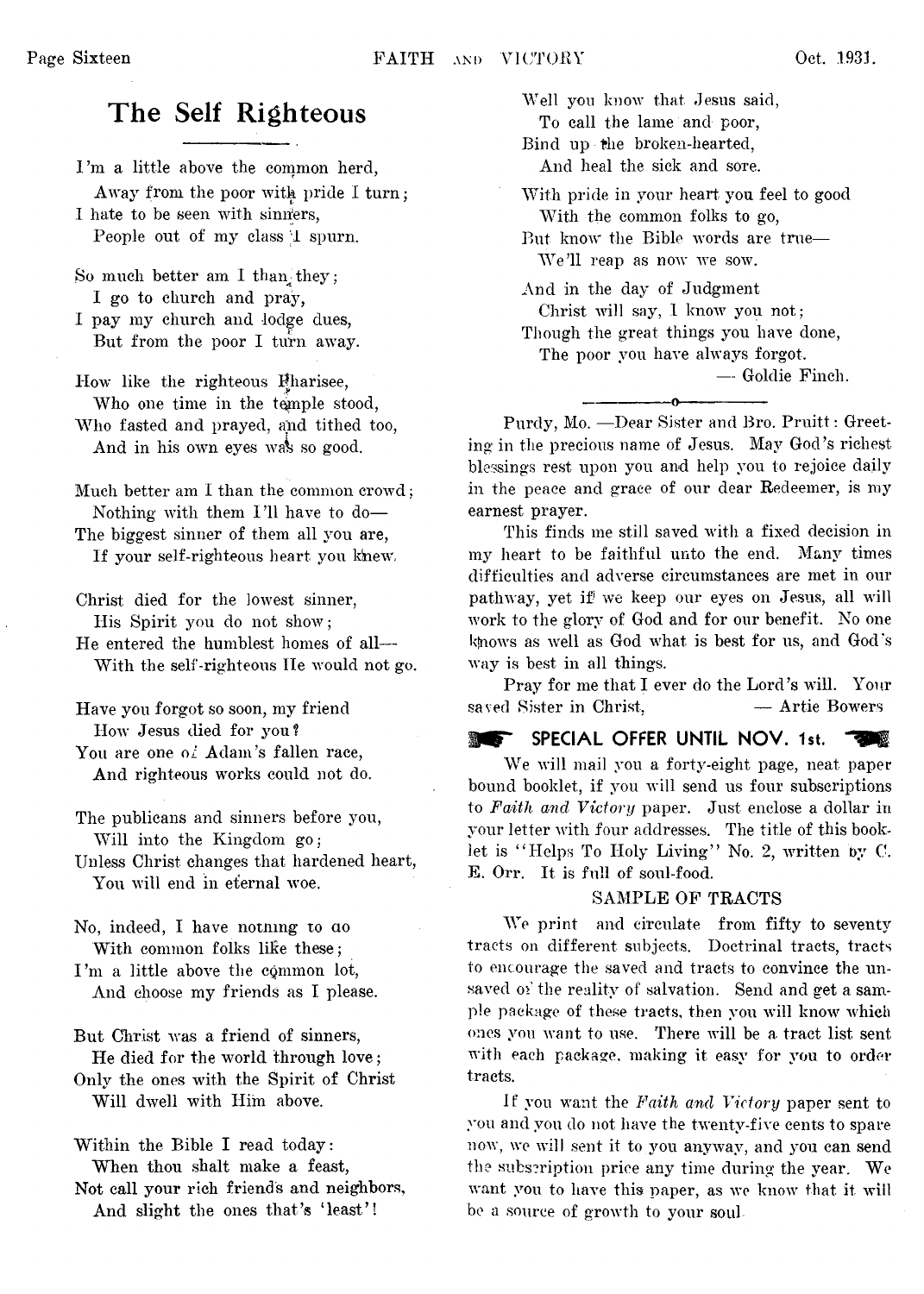# The Self Righteous

I'm a little above the common herd,
Away from the poor with pride I turn;
I hate to be seen with sinners,
People out of my class I spurn.

So much better am I than they;
I go to church and pray,
I pay my church and lodge dues,
But from the poor I turn away.

How like the righteous Pharisee,
Who one time in the temple stood,
Who fasted and prayed, and tithed too,
And in his own eyes was so good.

Much better am I than the common crowd;
Nothing with them I'll have to do—
The biggest sinner of them all you are,
If your self-righteous heart you knew.

Christ died for the lowest sinner,
His Spirit you do not show;
He entered the humblest homes of all—
With the self-righteous He would not go.

Have you forgot so soon, my friend
How Jesus died for you?
You are one of Adam's fallen race,
And righteous works could not do.

The publicans and sinners before you,
Will into the Kingdom go;
Unless Christ changes that hardened heart,
You will end in eternal woe.

No, indeed, I have nothing to do
With common folks like these;
I'm a little above the common lot,
And choose my friends as I please.

But Christ was a friend of sinners,
He died for the world through love;
Only the ones with the Spirit of Christ
Will dwell with Him above.

Within the Bible I read today:
When thou shalt make a feast,
Not call your rich friends and neighbors,
And slight the ones that's 'least'!

Well you know that Jesus said,
To call the lame and poor,
Bind up the broken-hearted,
And heal the sick and sore.

With pride in your heart you feel to good
With the common folks to go,
But know the Bible words are true—
We'll reap as now we sow.

And in the day of Judgment
Christ will say, I know you not;
Though the great things you have done,
The poor you have always forgot.

— Goldie Finch.

---

Purdy, Mo. —Dear Sister and Bro. Pruitt: Greeting in the precious name of Jesus. May God's richest blessings rest upon you and help you to rejoice daily in the peace and grace of our dear Redeemer, is my earnest prayer.

This finds me still saved with a fixed decision in my heart to be faithful unto the end. Many times difficulties and adverse circumstances are met in our pathway, yet if we keep our eyes on Jesus, all will work to the glory of God and for our benefit. No one knows as well as God what is best for us, and God's way is best in all things.

Pray for me that I ever do the Lord's will. Your saved Sister in Christ, — Artie Bowers

## SPECIAL OFFER UNTIL NOV. 1st.

We will mail you a forty-eight page, neat paper bound booklet, if you will send us four subscriptions to *Faith and Victory* paper. Just enclose a dollar in your letter with four addresses. The title of this booklet is "Helps To Holy Living" No. 2, written by C. E. Orr. It is full of soul-food.

### SAMPLE OF TRACTS

We print and circulate from fifty to seventy tracts on different subjects. Doctrinal tracts, tracts to encourage the saved and tracts to convince the unsaved of the reality of salvation. Send and get a sample package of these tracts, then you will know which ones you want to use. There will be a tract list sent with each package, making it easy for you to order tracts.

If you want the *Faith and Victory* paper sent to you and you do not have the twenty-five cents to spare now, we will sent it to you anyway, and you can send the subscription price any time during the year. We want you to have this paper, as we know that it will be a source of growth to your soul.